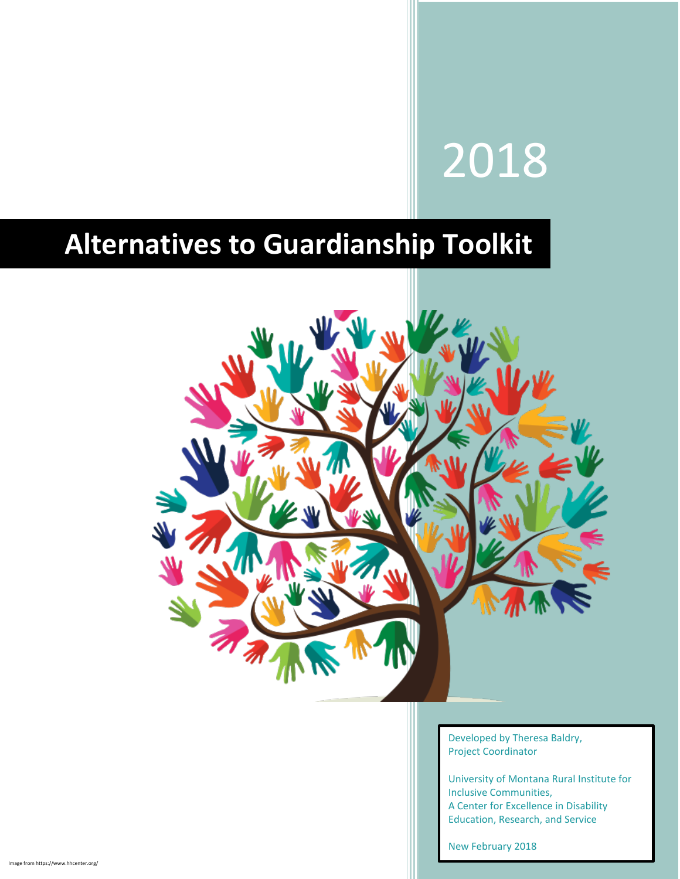2018

# Alternatives to Guardianship Toolkit

Developed by Theresa Baldry,
Project Coordinator

University of Montana Rural Institute for Inclusive Communities,
A Center for Excellence in Disability Education, Research, and Service

New February 2018

Image from https://www.hhcenter.org/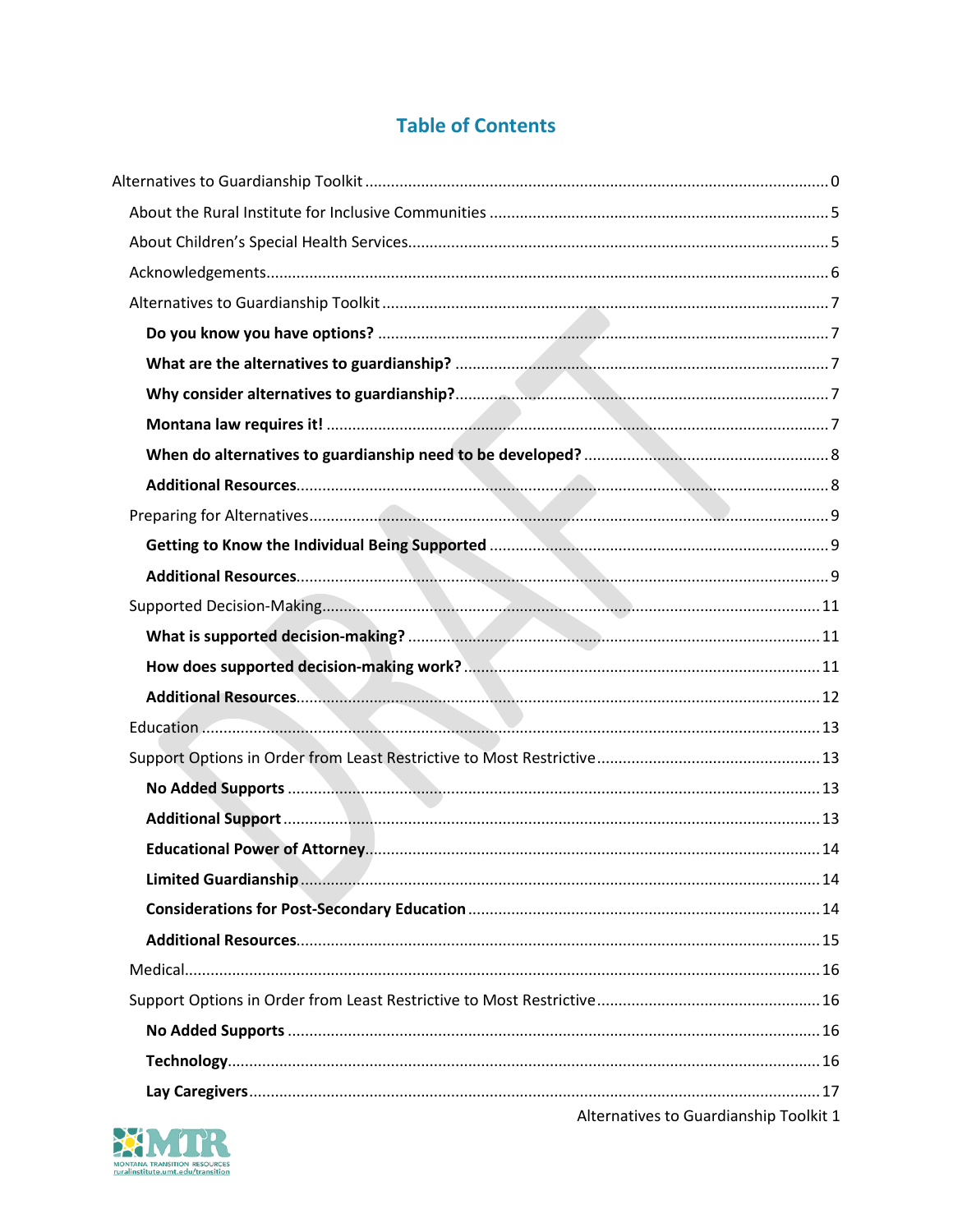# Table of Contents

Alternatives to Guardianship Toolkit ... 0

- About the Rural Institute for Inclusive Communities ... 5
- About Children's Special Health Services ... 5
- Acknowledgements ... 6
- Alternatives to Guardianship Toolkit ... 7
  - **Do you know you have options?** ... 7
  - **What are the alternatives to guardianship?** ... 7
  - **Why consider alternatives to guardianship?** ... 7
  - **Montana law requires it!** ... 7
  - **When do alternatives to guardianship need to be developed?** ... 8
  - **Additional Resources** ... 8
- Preparing for Alternatives ... 9
  - **Getting to Know the Individual Being Supported** ... 9
  - **Additional Resources** ... 9
- Supported Decision-Making ... 11
  - **What is supported decision-making?** ... 11
  - **How does supported decision-making work?** ... 11
  - **Additional Resources** ... 12
- Education ... 13
- Support Options in Order from Least Restrictive to Most Restrictive ... 13
  - **No Added Supports** ... 13
  - **Additional Support** ... 13
  - **Educational Power of Attorney** ... 14
  - **Limited Guardianship** ... 14
  - **Considerations for Post-Secondary Education** ... 14
  - **Additional Resources** ... 15
- Medical ... 16
- Support Options in Order from Least Restrictive to Most Restrictive ... 16
  - **No Added Supports** ... 16
  - **Technology** ... 16
  - **Lay Caregivers** ... 17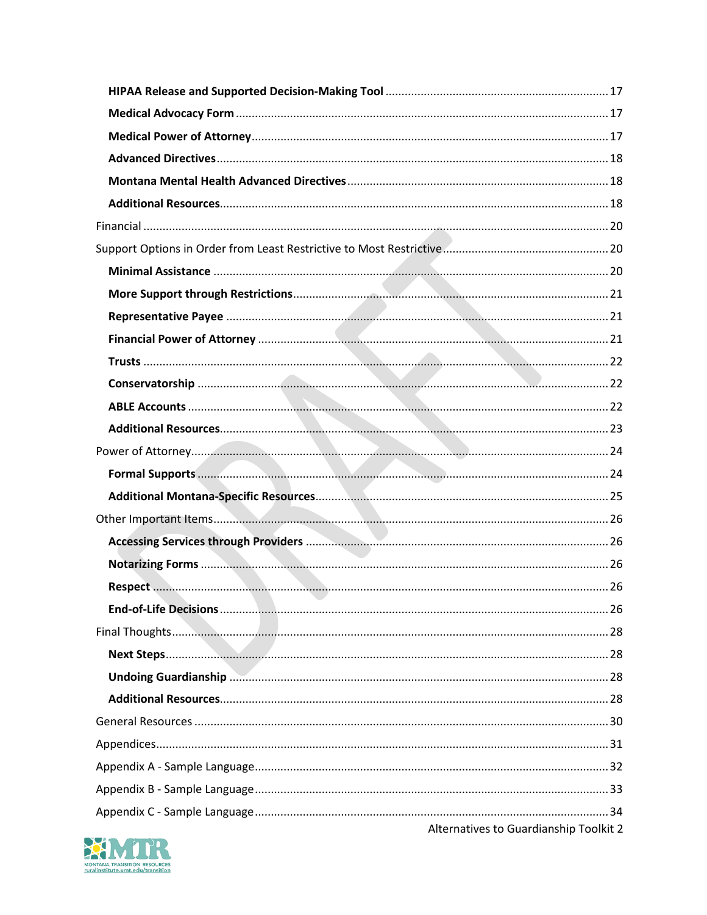**HIPAA Release and Supported Decision-Making Tool** ..... 17

**Medical Advocacy Form** ..... 17

**Medical Power of Attorney** ..... 17

**Advanced Directives** ..... 18

**Montana Mental Health Advanced Directives** ..... 18

**Additional Resources** ..... 18

Financial ..... 20

Support Options in Order from Least Restrictive to Most Restrictive ..... 20

**Minimal Assistance** ..... 20

**More Support through Restrictions** ..... 21

**Representative Payee** ..... 21

**Financial Power of Attorney** ..... 21

**Trusts** ..... 22

**Conservatorship** ..... 22

**ABLE Accounts** ..... 22

**Additional Resources** ..... 23

Power of Attorney ..... 24

**Formal Supports** ..... 24

**Additional Montana-Specific Resources** ..... 25

Other Important Items ..... 26

**Accessing Services through Providers** ..... 26

**Notarizing Forms** ..... 26

**Respect** ..... 26

**End-of-Life Decisions** ..... 26

Final Thoughts ..... 28

**Next Steps** ..... 28

**Undoing Guardianship** ..... 28

**Additional Resources** ..... 28

General Resources ..... 30

Appendices ..... 31

Appendix A - Sample Language ..... 32

Appendix B - Sample Language ..... 33

Appendix C - Sample Language ..... 34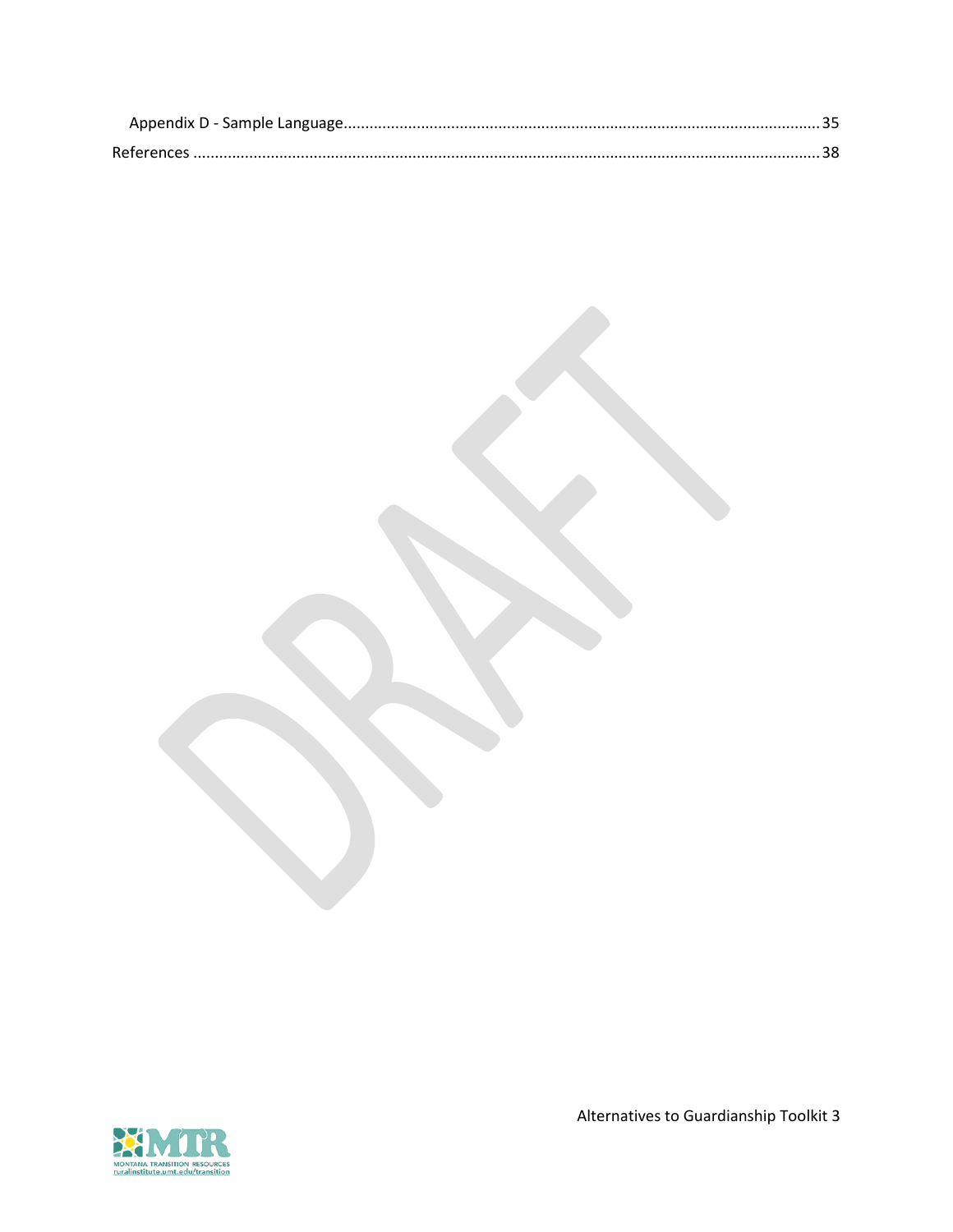Appendix D - Sample Language .......................................................................................................... 35

References .......................................................................................................................................... 38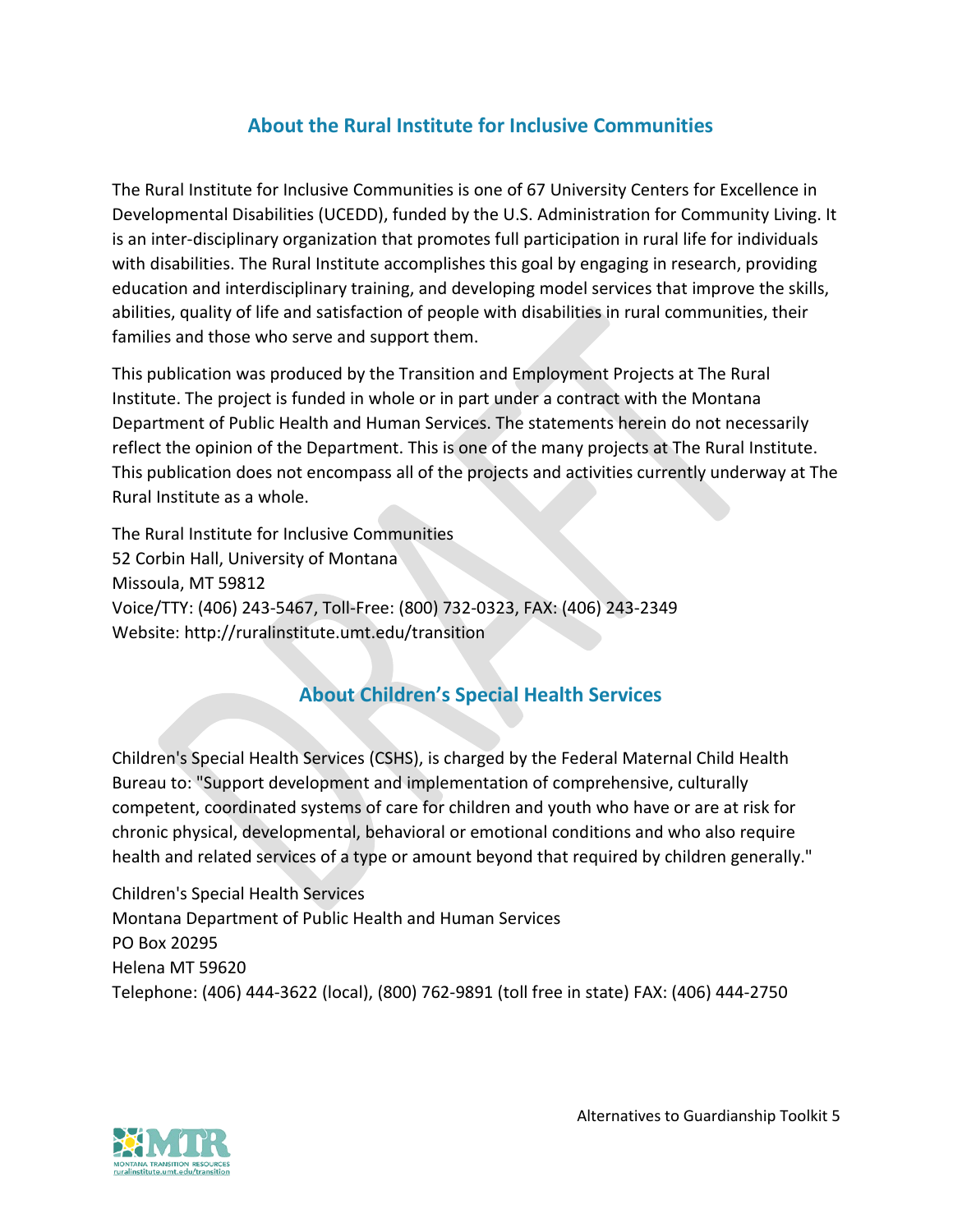## About the Rural Institute for Inclusive Communities

The Rural Institute for Inclusive Communities is one of 67 University Centers for Excellence in Developmental Disabilities (UCEDD), funded by the U.S. Administration for Community Living. It is an inter-disciplinary organization that promotes full participation in rural life for individuals with disabilities. The Rural Institute accomplishes this goal by engaging in research, providing education and interdisciplinary training, and developing model services that improve the skills, abilities, quality of life and satisfaction of people with disabilities in rural communities, their families and those who serve and support them.

This publication was produced by the Transition and Employment Projects at The Rural Institute. The project is funded in whole or in part under a contract with the Montana Department of Public Health and Human Services. The statements herein do not necessarily reflect the opinion of the Department. This is one of the many projects at The Rural Institute. This publication does not encompass all of the projects and activities currently underway at The Rural Institute as a whole.

The Rural Institute for Inclusive Communities
52 Corbin Hall, University of Montana
Missoula, MT 59812
Voice/TTY: (406) 243-5467, Toll-Free: (800) 732-0323, FAX: (406) 243-2349
Website: http://ruralinstitute.umt.edu/transition

## About Children's Special Health Services

Children's Special Health Services (CSHS), is charged by the Federal Maternal Child Health Bureau to: "Support development and implementation of comprehensive, culturally competent, coordinated systems of care for children and youth who have or are at risk for chronic physical, developmental, behavioral or emotional conditions and who also require health and related services of a type or amount beyond that required by children generally."

Children's Special Health Services
Montana Department of Public Health and Human Services
PO Box 20295
Helena MT 59620
Telephone: (406) 444-3622 (local), (800) 762-9891 (toll free in state) FAX: (406) 444-2750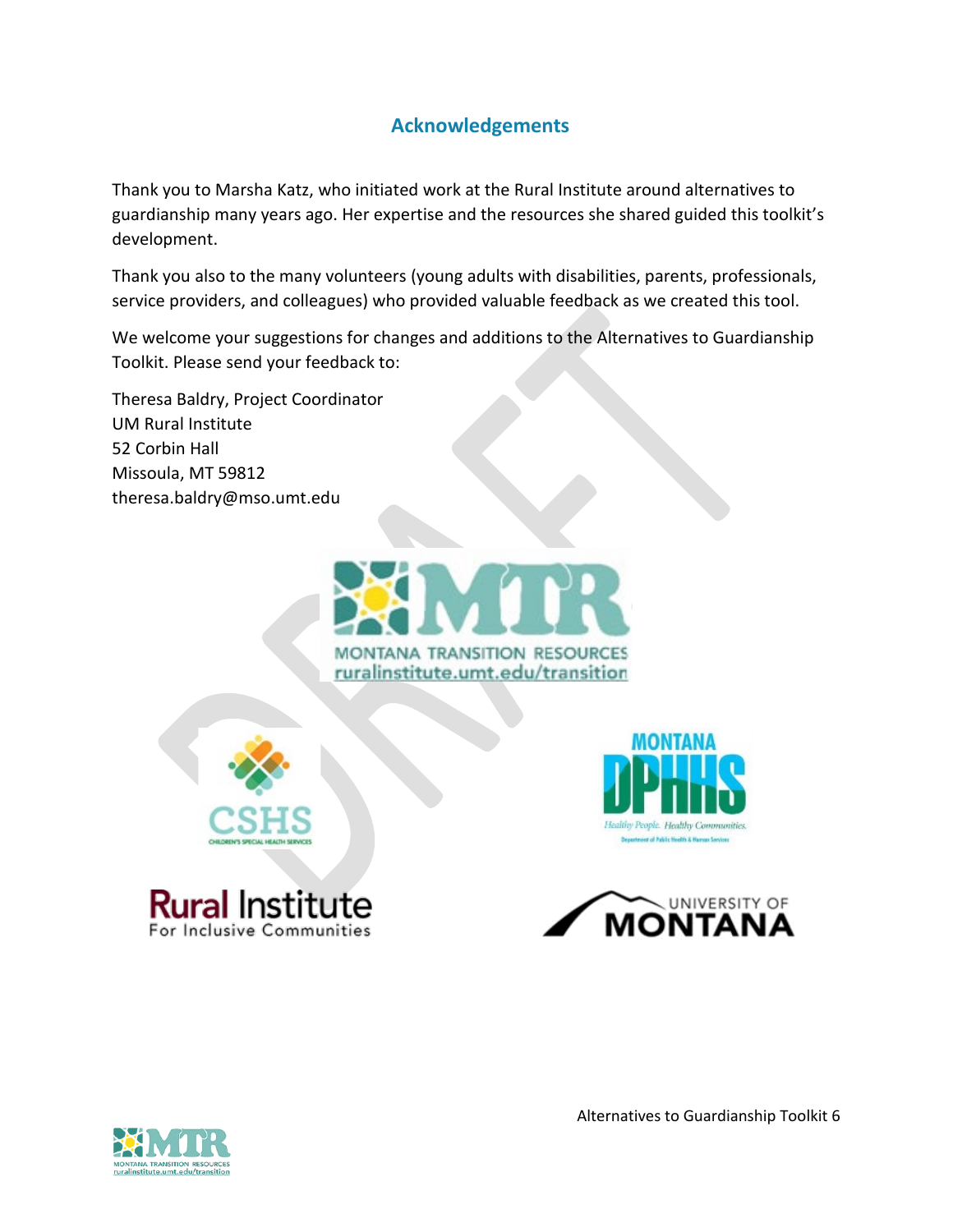## Acknowledgements

Thank you to Marsha Katz, who initiated work at the Rural Institute around alternatives to guardianship many years ago. Her expertise and the resources she shared guided this toolkit's development.

Thank you also to the many volunteers (young adults with disabilities, parents, professionals, service providers, and colleagues) who provided valuable feedback as we created this tool.

We welcome your suggestions for changes and additions to the Alternatives to Guardianship Toolkit. Please send your feedback to:

Theresa Baldry, Project Coordinator
UM Rural Institute
52 Corbin Hall
Missoula, MT 59812
theresa.baldry@mso.umt.edu

MTR
MONTANA TRANSITION RESOURCES
ruralinstitute.umt.edu/transition

CSHS
CHILDREN'S SPECIAL HEALTH SERVICES

MONTANA DPHHS
Healthy People. Healthy Communities.
Department of Public Health & Human Services

Rural Institute
For Inclusive Communities

UNIVERSITY OF MONTANA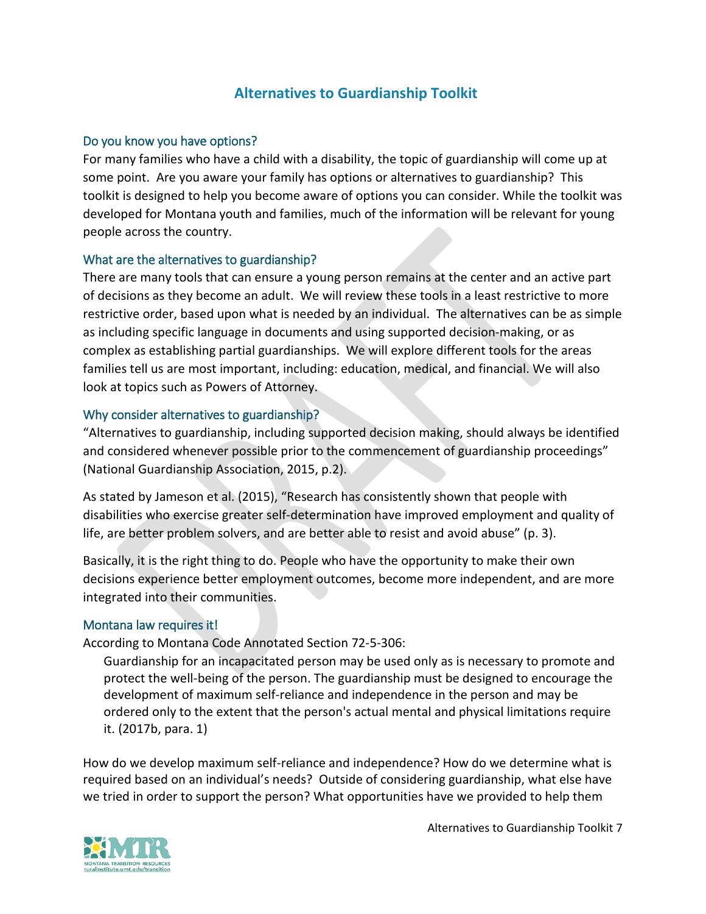# Alternatives to Guardianship Toolkit

## Do you know you have options?

For many families who have a child with a disability, the topic of guardianship will come up at some point. Are you aware your family has options or alternatives to guardianship? This toolkit is designed to help you become aware of options you can consider. While the toolkit was developed for Montana youth and families, much of the information will be relevant for young people across the country.

## What are the alternatives to guardianship?

There are many tools that can ensure a young person remains at the center and an active part of decisions as they become an adult. We will review these tools in a least restrictive to more restrictive order, based upon what is needed by an individual. The alternatives can be as simple as including specific language in documents and using supported decision-making, or as complex as establishing partial guardianships. We will explore different tools for the areas families tell us are most important, including: education, medical, and financial. We will also look at topics such as Powers of Attorney.

## Why consider alternatives to guardianship?

"Alternatives to guardianship, including supported decision making, should always be identified and considered whenever possible prior to the commencement of guardianship proceedings" (National Guardianship Association, 2015, p.2).

As stated by Jameson et al. (2015), "Research has consistently shown that people with disabilities who exercise greater self-determination have improved employment and quality of life, are better problem solvers, and are better able to resist and avoid abuse" (p. 3).

Basically, it is the right thing to do. People who have the opportunity to make their own decisions experience better employment outcomes, become more independent, and are more integrated into their communities.

## Montana law requires it!

According to Montana Code Annotated Section 72-5-306:

> Guardianship for an incapacitated person may be used only as is necessary to promote and protect the well-being of the person. The guardianship must be designed to encourage the development of maximum self-reliance and independence in the person and may be ordered only to the extent that the person's actual mental and physical limitations require it. (2017b, para. 1)

How do we develop maximum self-reliance and independence? How do we determine what is required based on an individual's needs? Outside of considering guardianship, what else have we tried in order to support the person? What opportunities have we provided to help them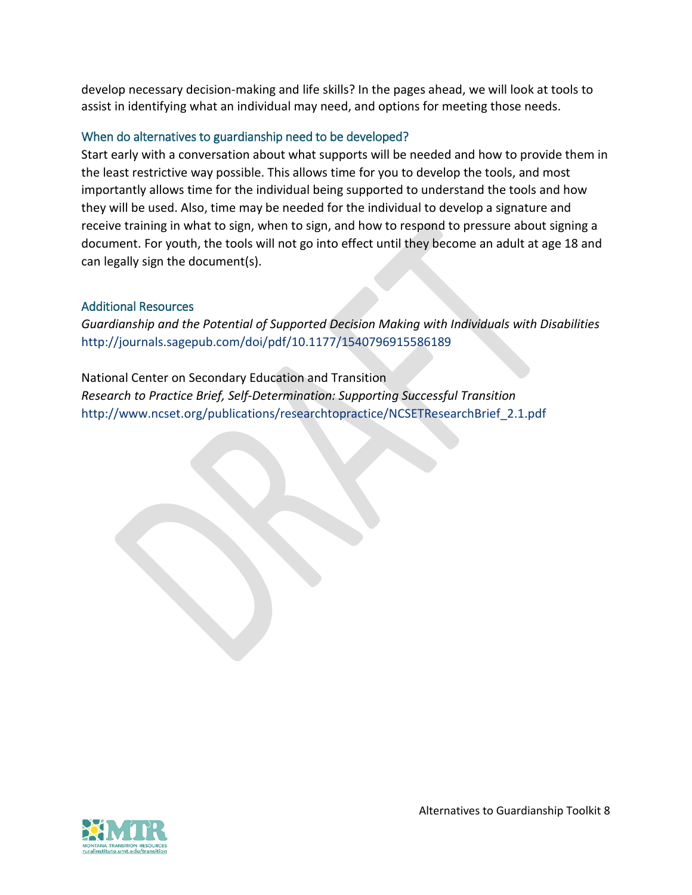develop necessary decision-making and life skills? In the pages ahead, we will look at tools to assist in identifying what an individual may need, and options for meeting those needs.

### When do alternatives to guardianship need to be developed?

Start early with a conversation about what supports will be needed and how to provide them in the least restrictive way possible. This allows time for you to develop the tools, and most importantly allows time for the individual being supported to understand the tools and how they will be used. Also, time may be needed for the individual to develop a signature and receive training in what to sign, when to sign, and how to respond to pressure about signing a document. For youth, the tools will not go into effect until they become an adult at age 18 and can legally sign the document(s).

### Additional Resources

*Guardianship and the Potential of Supported Decision Making with Individuals with Disabilities*
http://journals.sagepub.com/doi/pdf/10.1177/1540796915586189

National Center on Secondary Education and Transition
*Research to Practice Brief, Self-Determination: Supporting Successful Transition*
http://www.ncset.org/publications/researchtopractice/NCSETResearchBrief_2.1.pdf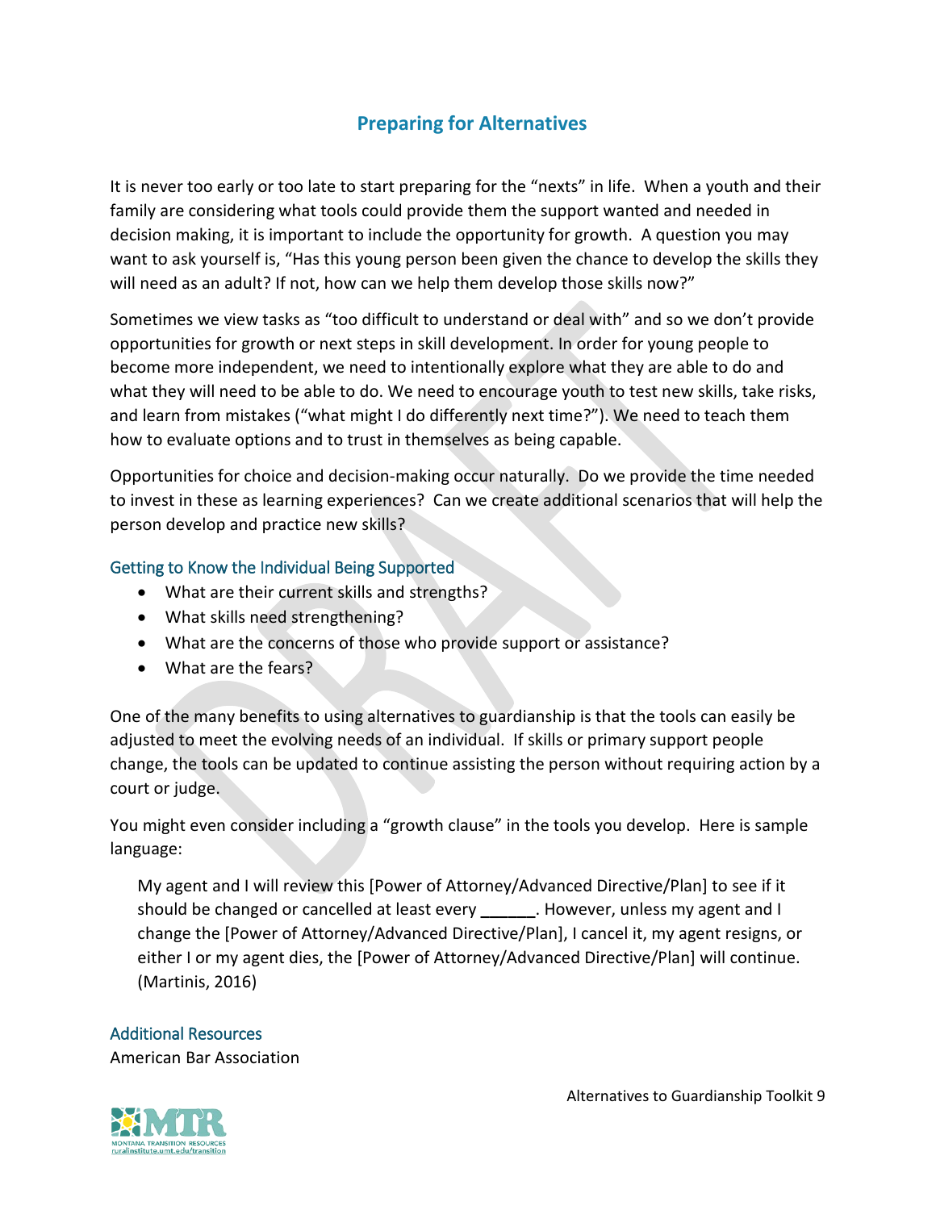## Preparing for Alternatives

It is never too early or too late to start preparing for the "nexts" in life. When a youth and their family are considering what tools could provide them the support wanted and needed in decision making, it is important to include the opportunity for growth. A question you may want to ask yourself is, "Has this young person been given the chance to develop the skills they will need as an adult? If not, how can we help them develop those skills now?"

Sometimes we view tasks as "too difficult to understand or deal with" and so we don't provide opportunities for growth or next steps in skill development. In order for young people to become more independent, we need to intentionally explore what they are able to do and what they will need to be able to do. We need to encourage youth to test new skills, take risks, and learn from mistakes ("what might I do differently next time?"). We need to teach them how to evaluate options and to trust in themselves as being capable.

Opportunities for choice and decision-making occur naturally. Do we provide the time needed to invest in these as learning experiences? Can we create additional scenarios that will help the person develop and practice new skills?

### Getting to Know the Individual Being Supported

- What are their current skills and strengths?
- What skills need strengthening?
- What are the concerns of those who provide support or assistance?
- What are the fears?

One of the many benefits to using alternatives to guardianship is that the tools can easily be adjusted to meet the evolving needs of an individual. If skills or primary support people change, the tools can be updated to continue assisting the person without requiring action by a court or judge.

You might even consider including a "growth clause" in the tools you develop. Here is sample language:

> My agent and I will review this [Power of Attorney/Advanced Directive/Plan] to see if it should be changed or cancelled at least every ______. However, unless my agent and I change the [Power of Attorney/Advanced Directive/Plan], I cancel it, my agent resigns, or either I or my agent dies, the [Power of Attorney/Advanced Directive/Plan] will continue. (Martinis, 2016)

### Additional Resources

American Bar Association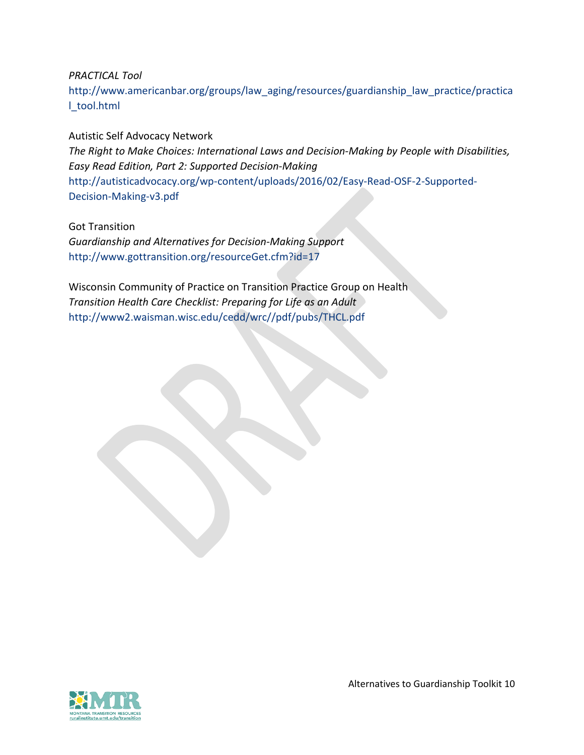*PRACTICAL Tool*
http://www.americanbar.org/groups/law_aging/resources/guardianship_law_practice/practical_tool.html

Autistic Self Advocacy Network
*The Right to Make Choices: International Laws and Decision-Making by People with Disabilities, Easy Read Edition, Part 2: Supported Decision-Making*
http://autisticadvocacy.org/wp-content/uploads/2016/02/Easy-Read-OSF-2-Supported-Decision-Making-v3.pdf

Got Transition
*Guardianship and Alternatives for Decision-Making Support*
http://www.gottransition.org/resourceGet.cfm?id=17

Wisconsin Community of Practice on Transition Practice Group on Health
*Transition Health Care Checklist: Preparing for Life as an Adult*
http://www2.waisman.wisc.edu/cedd/wrc//pdf/pubs/THCL.pdf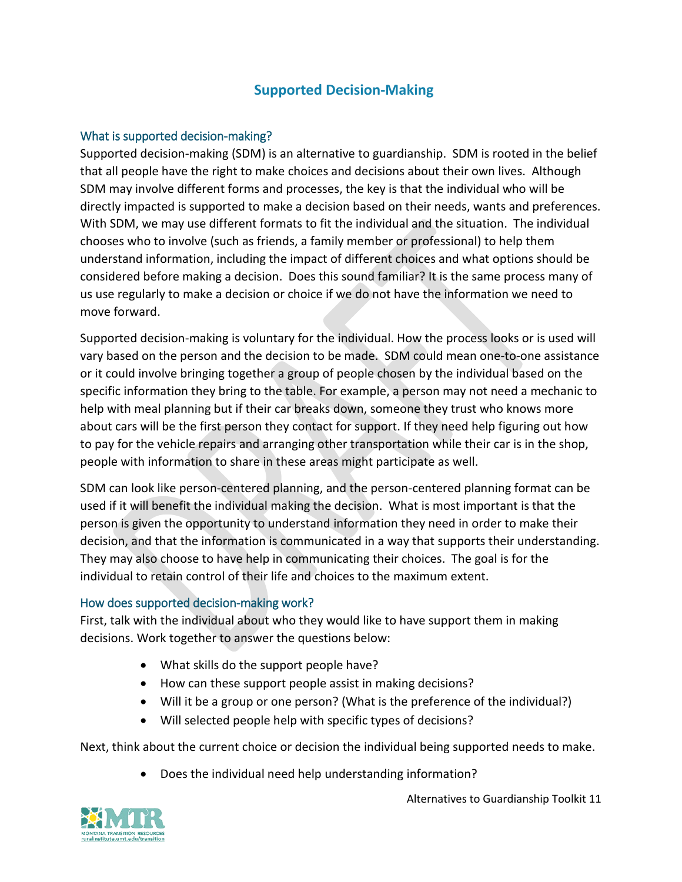# Supported Decision-Making

## What is supported decision-making?

Supported decision-making (SDM) is an alternative to guardianship. SDM is rooted in the belief that all people have the right to make choices and decisions about their own lives. Although SDM may involve different forms and processes, the key is that the individual who will be directly impacted is supported to make a decision based on their needs, wants and preferences. With SDM, we may use different formats to fit the individual and the situation. The individual chooses who to involve (such as friends, a family member or professional) to help them understand information, including the impact of different choices and what options should be considered before making a decision. Does this sound familiar? It is the same process many of us use regularly to make a decision or choice if we do not have the information we need to move forward.

Supported decision-making is voluntary for the individual. How the process looks or is used will vary based on the person and the decision to be made. SDM could mean one-to-one assistance or it could involve bringing together a group of people chosen by the individual based on the specific information they bring to the table. For example, a person may not need a mechanic to help with meal planning but if their car breaks down, someone they trust who knows more about cars will be the first person they contact for support. If they need help figuring out how to pay for the vehicle repairs and arranging other transportation while their car is in the shop, people with information to share in these areas might participate as well.

SDM can look like person-centered planning, and the person-centered planning format can be used if it will benefit the individual making the decision. What is most important is that the person is given the opportunity to understand information they need in order to make their decision, and that the information is communicated in a way that supports their understanding. They may also choose to have help in communicating their choices. The goal is for the individual to retain control of their life and choices to the maximum extent.

## How does supported decision-making work?

First, talk with the individual about who they would like to have support them in making decisions. Work together to answer the questions below:

- What skills do the support people have?
- How can these support people assist in making decisions?
- Will it be a group or one person? (What is the preference of the individual?)
- Will selected people help with specific types of decisions?

Next, think about the current choice or decision the individual being supported needs to make.

- Does the individual need help understanding information?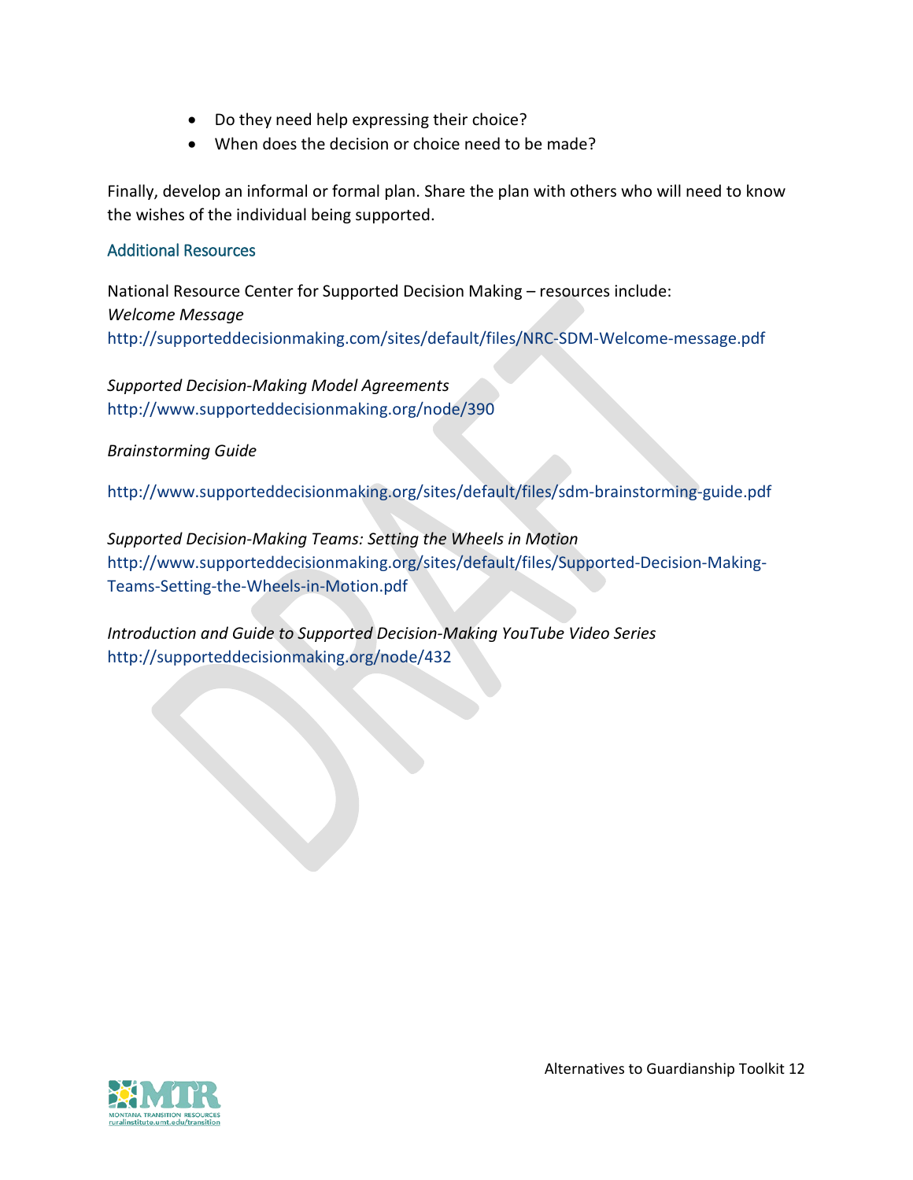- Do they need help expressing their choice?
- When does the decision or choice need to be made?

Finally, develop an informal or formal plan. Share the plan with others who will need to know the wishes of the individual being supported.

### Additional Resources

National Resource Center for Supported Decision Making – resources include:
*Welcome Message*
http://supporteddecisionmaking.com/sites/default/files/NRC-SDM-Welcome-message.pdf

*Supported Decision-Making Model Agreements*
http://www.supporteddecisionmaking.org/node/390

*Brainstorming Guide*

http://www.supporteddecisionmaking.org/sites/default/files/sdm-brainstorming-guide.pdf

*Supported Decision-Making Teams: Setting the Wheels in Motion*
http://www.supporteddecisionmaking.org/sites/default/files/Supported-Decision-Making-Teams-Setting-the-Wheels-in-Motion.pdf

*Introduction and Guide to Supported Decision-Making YouTube Video Series*
http://supporteddecisionmaking.org/node/432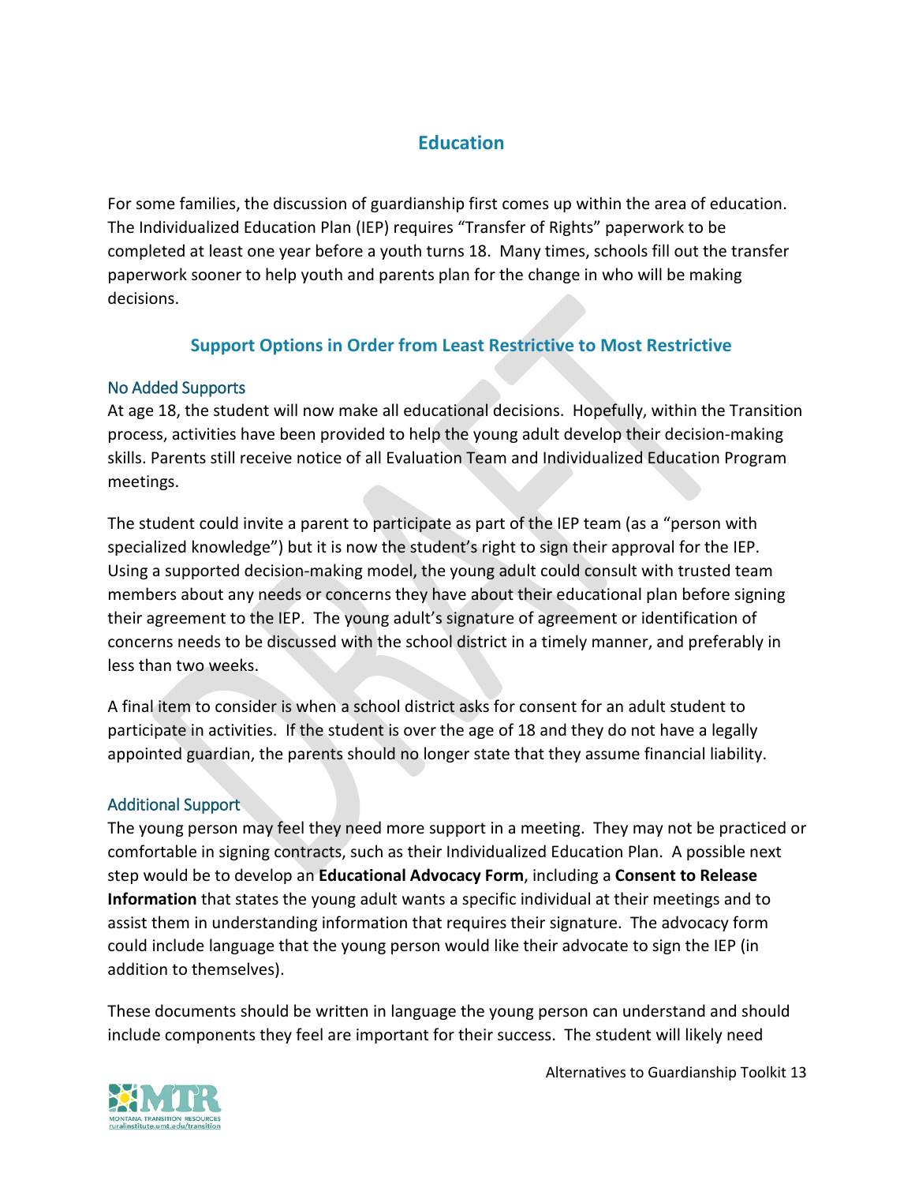## Education

For some families, the discussion of guardianship first comes up within the area of education. The Individualized Education Plan (IEP) requires "Transfer of Rights" paperwork to be completed at least one year before a youth turns 18. Many times, schools fill out the transfer paperwork sooner to help youth and parents plan for the change in who will be making decisions.

### Support Options in Order from Least Restrictive to Most Restrictive

#### No Added Supports

At age 18, the student will now make all educational decisions. Hopefully, within the Transition process, activities have been provided to help the young adult develop their decision-making skills. Parents still receive notice of all Evaluation Team and Individualized Education Program meetings.

The student could invite a parent to participate as part of the IEP team (as a "person with specialized knowledge") but it is now the student's right to sign their approval for the IEP. Using a supported decision-making model, the young adult could consult with trusted team members about any needs or concerns they have about their educational plan before signing their agreement to the IEP. The young adult's signature of agreement or identification of concerns needs to be discussed with the school district in a timely manner, and preferably in less than two weeks.

A final item to consider is when a school district asks for consent for an adult student to participate in activities. If the student is over the age of 18 and they do not have a legally appointed guardian, the parents should no longer state that they assume financial liability.

#### Additional Support

The young person may feel they need more support in a meeting. They may not be practiced or comfortable in signing contracts, such as their Individualized Education Plan. A possible next step would be to develop an **Educational Advocacy Form**, including a **Consent to Release Information** that states the young adult wants a specific individual at their meetings and to assist them in understanding information that requires their signature. The advocacy form could include language that the young person would like their advocate to sign the IEP (in addition to themselves).

These documents should be written in language the young person can understand and should include components they feel are important for their success. The student will likely need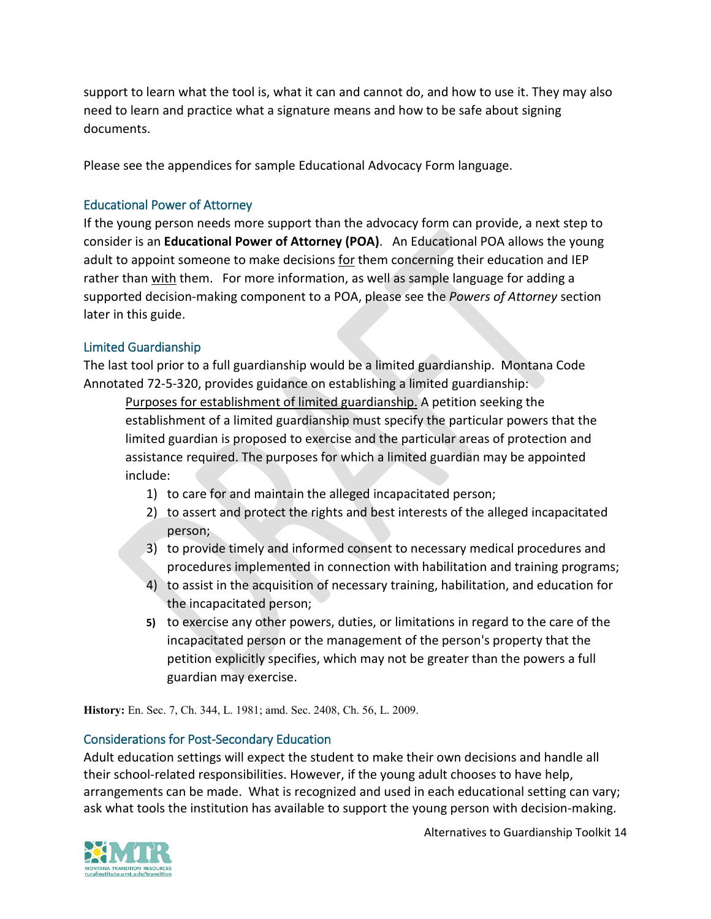support to learn what the tool is, what it can and cannot do, and how to use it. They may also need to learn and practice what a signature means and how to be safe about signing documents.

Please see the appendices for sample Educational Advocacy Form language.

### Educational Power of Attorney

If the young person needs more support than the advocacy form can provide, a next step to consider is an **Educational Power of Attorney (POA)**. An Educational POA allows the young adult to appoint someone to make decisions for them concerning their education and IEP rather than with them. For more information, as well as sample language for adding a supported decision-making component to a POA, please see the *Powers of Attorney* section later in this guide.

### Limited Guardianship

The last tool prior to a full guardianship would be a limited guardianship. Montana Code Annotated 72-5-320, provides guidance on establishing a limited guardianship:

> Purposes for establishment of limited guardianship. A petition seeking the establishment of a limited guardianship must specify the particular powers that the limited guardian is proposed to exercise and the particular areas of protection and assistance required. The purposes for which a limited guardian may be appointed include:
>
> 1) to care for and maintain the alleged incapacitated person;
> 2) to assert and protect the rights and best interests of the alleged incapacitated person;
> 3) to provide timely and informed consent to necessary medical procedures and procedures implemented in connection with habilitation and training programs;
> 4) to assist in the acquisition of necessary training, habilitation, and education for the incapacitated person;
> 5) to exercise any other powers, duties, or limitations in regard to the care of the incapacitated person or the management of the person's property that the petition explicitly specifies, which may not be greater than the powers a full guardian may exercise.

**History:** En. Sec. 7, Ch. 344, L. 1981; amd. Sec. 2408, Ch. 56, L. 2009.

### Considerations for Post-Secondary Education

Adult education settings will expect the student to make their own decisions and handle all their school-related responsibilities. However, if the young adult chooses to have help, arrangements can be made. What is recognized and used in each educational setting can vary; ask what tools the institution has available to support the young person with decision-making.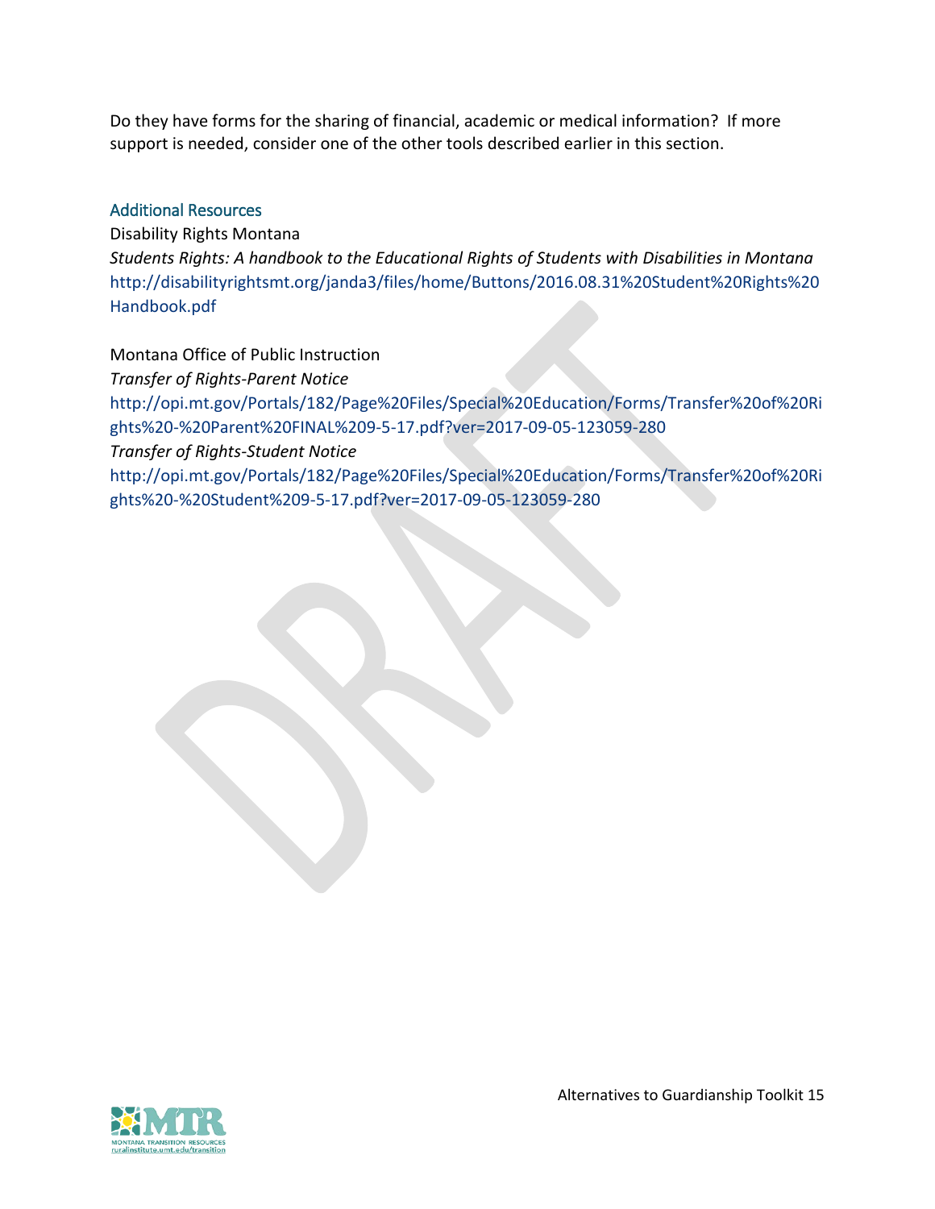Do they have forms for the sharing of financial, academic or medical information? If more support is needed, consider one of the other tools described earlier in this section.

### Additional Resources

Disability Rights Montana
*Students Rights: A handbook to the Educational Rights of Students with Disabilities in Montana*
http://disabilityrightsmt.org/janda3/files/home/Buttons/2016.08.31%20Student%20Rights%20Handbook.pdf

Montana Office of Public Instruction
*Transfer of Rights-Parent Notice*
http://opi.mt.gov/Portals/182/Page%20Files/Special%20Education/Forms/Transfer%20of%20Rights%20-%20Parent%20FINAL%209-5-17.pdf?ver=2017-09-05-123059-280
*Transfer of Rights-Student Notice*
http://opi.mt.gov/Portals/182/Page%20Files/Special%20Education/Forms/Transfer%20of%20Rights%20-%20Student%209-5-17.pdf?ver=2017-09-05-123059-280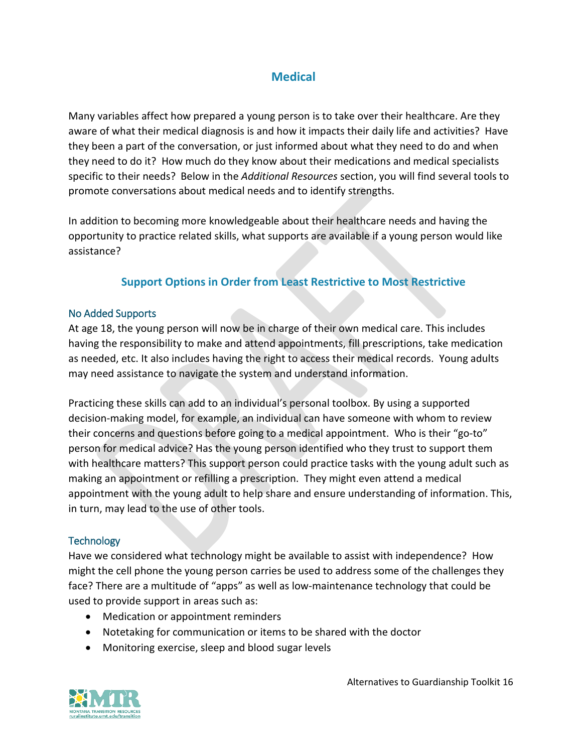## Medical

Many variables affect how prepared a young person is to take over their healthcare. Are they aware of what their medical diagnosis is and how it impacts their daily life and activities? Have they been a part of the conversation, or just informed about what they need to do and when they need to do it? How much do they know about their medications and medical specialists specific to their needs? Below in the *Additional Resources* section, you will find several tools to promote conversations about medical needs and to identify strengths.

In addition to becoming more knowledgeable about their healthcare needs and having the opportunity to practice related skills, what supports are available if a young person would like assistance?

### Support Options in Order from Least Restrictive to Most Restrictive

#### No Added Supports

At age 18, the young person will now be in charge of their own medical care. This includes having the responsibility to make and attend appointments, fill prescriptions, take medication as needed, etc. It also includes having the right to access their medical records. Young adults may need assistance to navigate the system and understand information.

Practicing these skills can add to an individual's personal toolbox. By using a supported decision-making model, for example, an individual can have someone with whom to review their concerns and questions before going to a medical appointment. Who is their "go-to" person for medical advice? Has the young person identified who they trust to support them with healthcare matters? This support person could practice tasks with the young adult such as making an appointment or refilling a prescription. They might even attend a medical appointment with the young adult to help share and ensure understanding of information. This, in turn, may lead to the use of other tools.

#### Technology

Have we considered what technology might be available to assist with independence? How might the cell phone the young person carries be used to address some of the challenges they face? There are a multitude of "apps" as well as low-maintenance technology that could be used to provide support in areas such as:

- Medication or appointment reminders
- Notetaking for communication or items to be shared with the doctor
- Monitoring exercise, sleep and blood sugar levels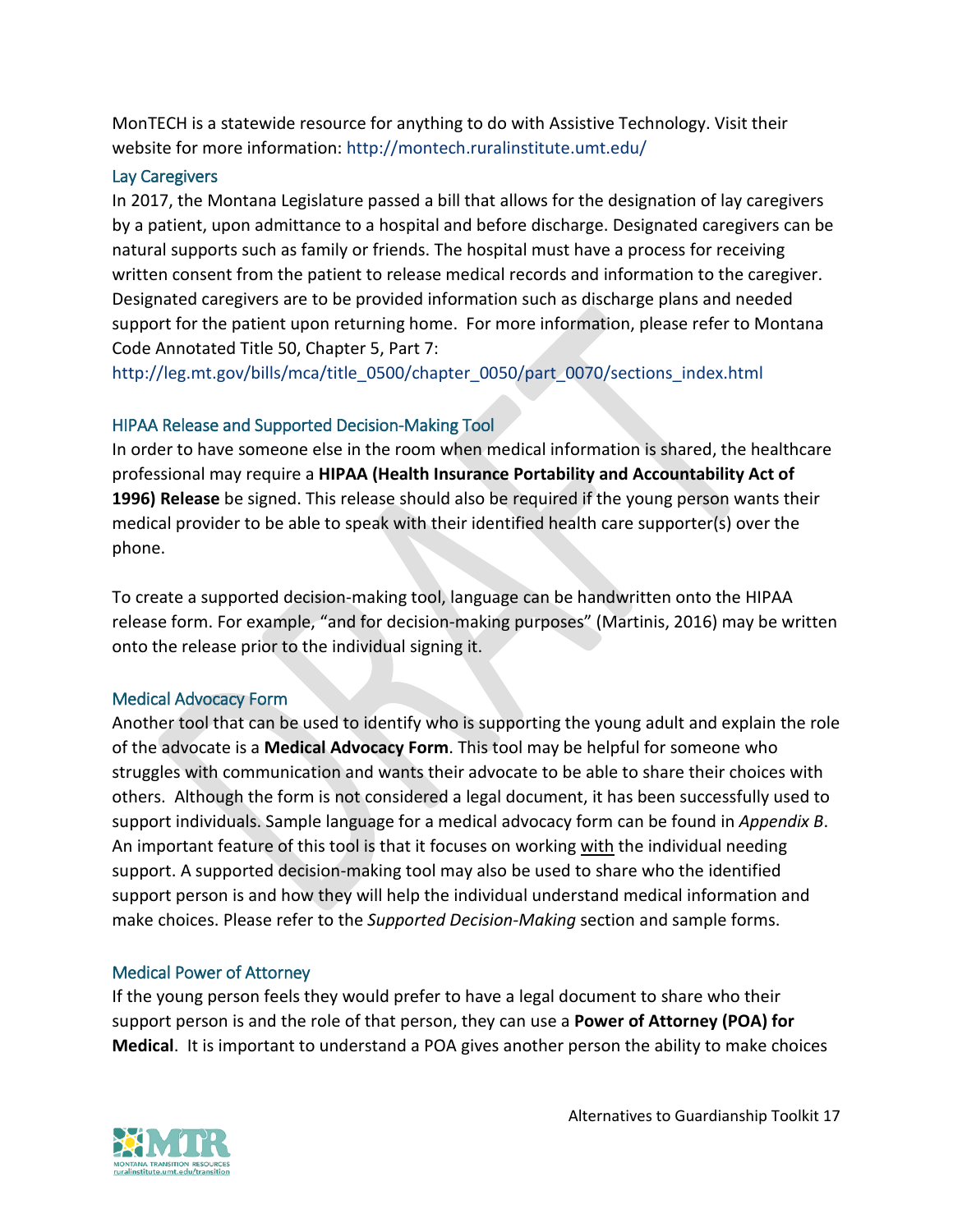MonTECH is a statewide resource for anything to do with Assistive Technology. Visit their website for more information: http://montech.ruralinstitute.umt.edu/

### Lay Caregivers

In 2017, the Montana Legislature passed a bill that allows for the designation of lay caregivers by a patient, upon admittance to a hospital and before discharge. Designated caregivers can be natural supports such as family or friends. The hospital must have a process for receiving written consent from the patient to release medical records and information to the caregiver. Designated caregivers are to be provided information such as discharge plans and needed support for the patient upon returning home. For more information, please refer to Montana Code Annotated Title 50, Chapter 5, Part 7:
http://leg.mt.gov/bills/mca/title_0500/chapter_0050/part_0070/sections_index.html

### HIPAA Release and Supported Decision-Making Tool

In order to have someone else in the room when medical information is shared, the healthcare professional may require a **HIPAA (Health Insurance Portability and Accountability Act of 1996) Release** be signed. This release should also be required if the young person wants their medical provider to be able to speak with their identified health care supporter(s) over the phone.

To create a supported decision-making tool, language can be handwritten onto the HIPAA release form. For example, "and for decision-making purposes" (Martinis, 2016) may be written onto the release prior to the individual signing it.

### Medical Advocacy Form

Another tool that can be used to identify who is supporting the young adult and explain the role of the advocate is a **Medical Advocacy Form**. This tool may be helpful for someone who struggles with communication and wants their advocate to be able to share their choices with others. Although the form is not considered a legal document, it has been successfully used to support individuals. Sample language for a medical advocacy form can be found in *Appendix B*. An important feature of this tool is that it focuses on working with the individual needing support. A supported decision-making tool may also be used to share who the identified support person is and how they will help the individual understand medical information and make choices. Please refer to the *Supported Decision-Making* section and sample forms.

### Medical Power of Attorney

If the young person feels they would prefer to have a legal document to share who their support person is and the role of that person, they can use a **Power of Attorney (POA) for Medical**. It is important to understand a POA gives another person the ability to make choices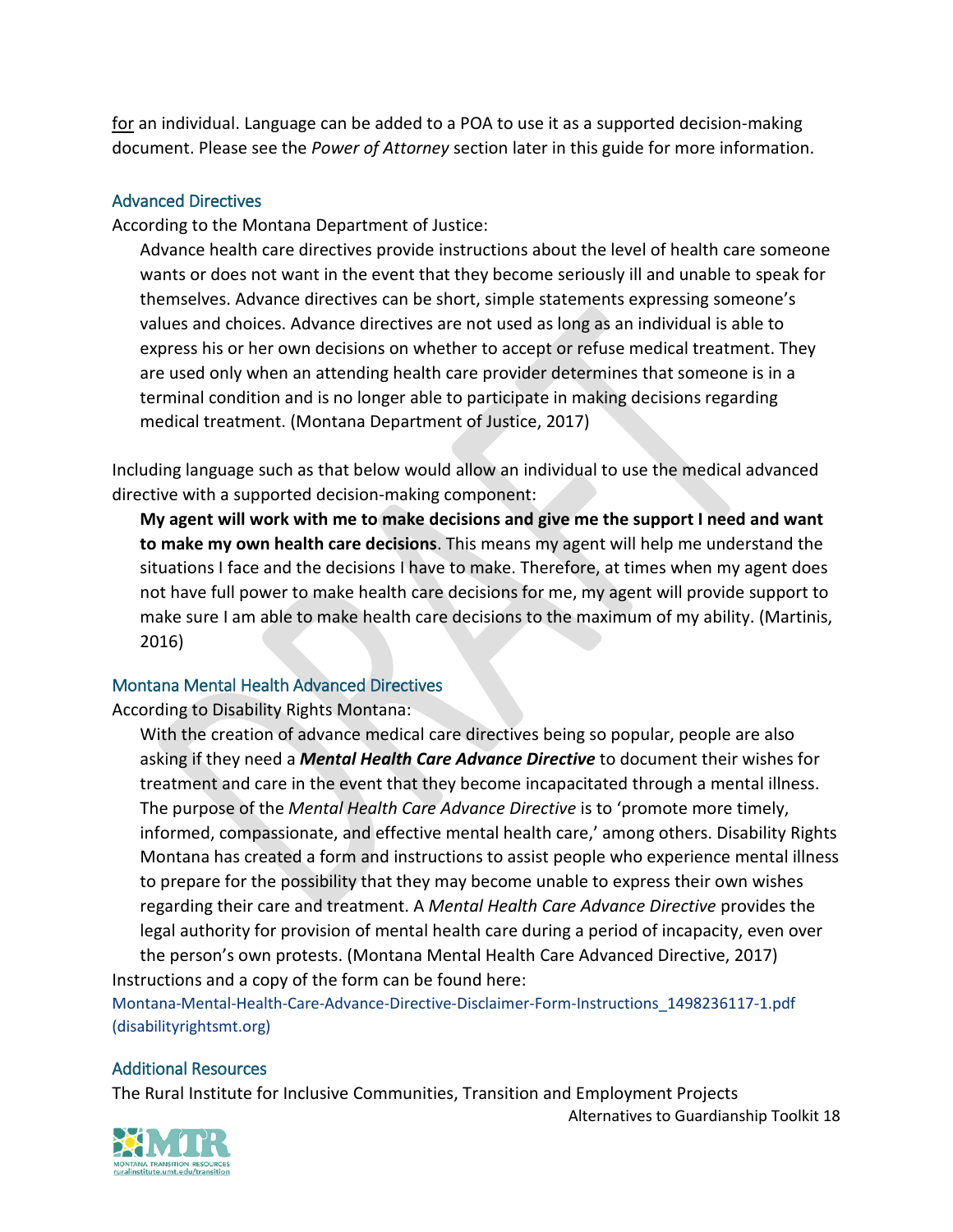<u>for</u> an individual. Language can be added to a POA to use it as a supported decision-making document. Please see the *Power of Attorney* section later in this guide for more information.

### Advanced Directives

According to the Montana Department of Justice:

> Advance health care directives provide instructions about the level of health care someone wants or does not want in the event that they become seriously ill and unable to speak for themselves. Advance directives can be short, simple statements expressing someone's values and choices. Advance directives are not used as long as an individual is able to express his or her own decisions on whether to accept or refuse medical treatment. They are used only when an attending health care provider determines that someone is in a terminal condition and is no longer able to participate in making decisions regarding medical treatment. (Montana Department of Justice, 2017)

Including language such as that below would allow an individual to use the medical advanced directive with a supported decision-making component:

> **My agent will work with me to make decisions and give me the support I need and want to make my own health care decisions**. This means my agent will help me understand the situations I face and the decisions I have to make. Therefore, at times when my agent does not have full power to make health care decisions for me, my agent will provide support to make sure I am able to make health care decisions to the maximum of my ability. (Martinis, 2016)

### Montana Mental Health Advanced Directives

According to Disability Rights Montana:

> With the creation of advance medical care directives being so popular, people are also asking if they need a ***Mental Health Care Advance Directive*** to document their wishes for treatment and care in the event that they become incapacitated through a mental illness. The purpose of the *Mental Health Care Advance Directive* is to 'promote more timely, informed, compassionate, and effective mental health care,' among others. Disability Rights Montana has created a form and instructions to assist people who experience mental illness to prepare for the possibility that they may become unable to express their own wishes regarding their care and treatment. A *Mental Health Care Advance Directive* provides the legal authority for provision of mental health care during a period of incapacity, even over the person's own protests. (Montana Mental Health Care Advanced Directive, 2017)

Instructions and a copy of the form can be found here:
Montana-Mental-Health-Care-Advance-Directive-Disclaimer-Form-Instructions_1498236117-1.pdf (disabilityrightsmt.org)

### Additional Resources

The Rural Institute for Inclusive Communities, Transition and Employment Projects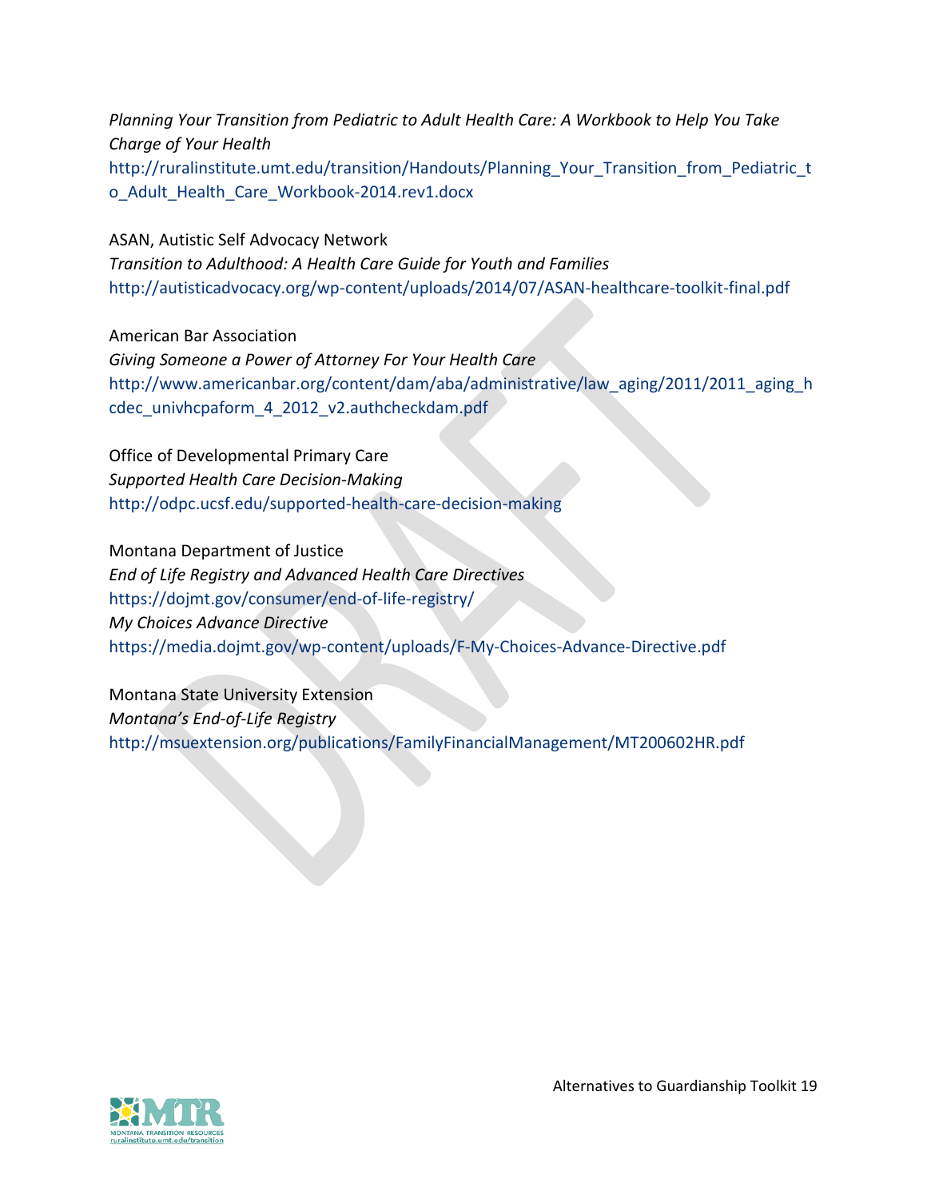*Planning Your Transition from Pediatric to Adult Health Care: A Workbook to Help You Take Charge of Your Health*
http://ruralinstitute.umt.edu/transition/Handouts/Planning_Your_Transition_from_Pediatric_to_Adult_Health_Care_Workbook-2014.rev1.docx

ASAN, Autistic Self Advocacy Network
*Transition to Adulthood: A Health Care Guide for Youth and Families*
http://autisticadvocacy.org/wp-content/uploads/2014/07/ASAN-healthcare-toolkit-final.pdf

American Bar Association
*Giving Someone a Power of Attorney For Your Health Care*
http://www.americanbar.org/content/dam/aba/administrative/law_aging/2011/2011_aging_hcdec_univhcpaform_4_2012_v2.authcheckdam.pdf

Office of Developmental Primary Care
*Supported Health Care Decision-Making*
http://odpc.ucsf.edu/supported-health-care-decision-making

Montana Department of Justice
*End of Life Registry and Advanced Health Care Directives*
https://dojmt.gov/consumer/end-of-life-registry/
*My Choices Advance Directive*
https://media.dojmt.gov/wp-content/uploads/F-My-Choices-Advance-Directive.pdf

Montana State University Extension
*Montana's End-of-Life Registry*
http://msuextension.org/publications/FamilyFinancialManagement/MT200602HR.pdf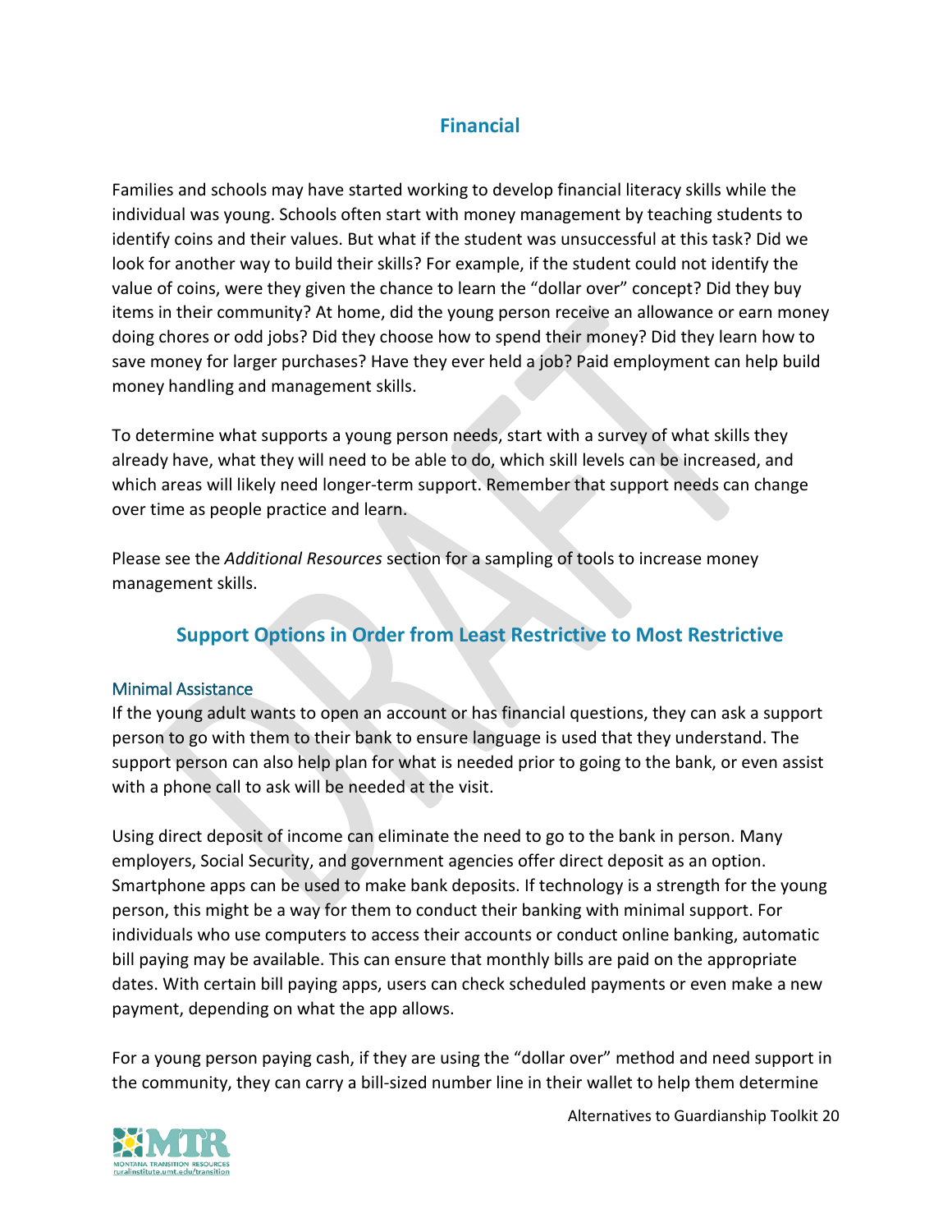## Financial

Families and schools may have started working to develop financial literacy skills while the individual was young. Schools often start with money management by teaching students to identify coins and their values. But what if the student was unsuccessful at this task? Did we look for another way to build their skills? For example, if the student could not identify the value of coins, were they given the chance to learn the "dollar over" concept? Did they buy items in their community? At home, did the young person receive an allowance or earn money doing chores or odd jobs? Did they choose how to spend their money? Did they learn how to save money for larger purchases? Have they ever held a job? Paid employment can help build money handling and management skills.

To determine what supports a young person needs, start with a survey of what skills they already have, what they will need to be able to do, which skill levels can be increased, and which areas will likely need longer-term support. Remember that support needs can change over time as people practice and learn.

Please see the *Additional Resources* section for a sampling of tools to increase money management skills.

## Support Options in Order from Least Restrictive to Most Restrictive

### Minimal Assistance

If the young adult wants to open an account or has financial questions, they can ask a support person to go with them to their bank to ensure language is used that they understand. The support person can also help plan for what is needed prior to going to the bank, or even assist with a phone call to ask will be needed at the visit.

Using direct deposit of income can eliminate the need to go to the bank in person. Many employers, Social Security, and government agencies offer direct deposit as an option. Smartphone apps can be used to make bank deposits. If technology is a strength for the young person, this might be a way for them to conduct their banking with minimal support. For individuals who use computers to access their accounts or conduct online banking, automatic bill paying may be available. This can ensure that monthly bills are paid on the appropriate dates. With certain bill paying apps, users can check scheduled payments or even make a new payment, depending on what the app allows.

For a young person paying cash, if they are using the "dollar over" method and need support in the community, they can carry a bill-sized number line in their wallet to help them determine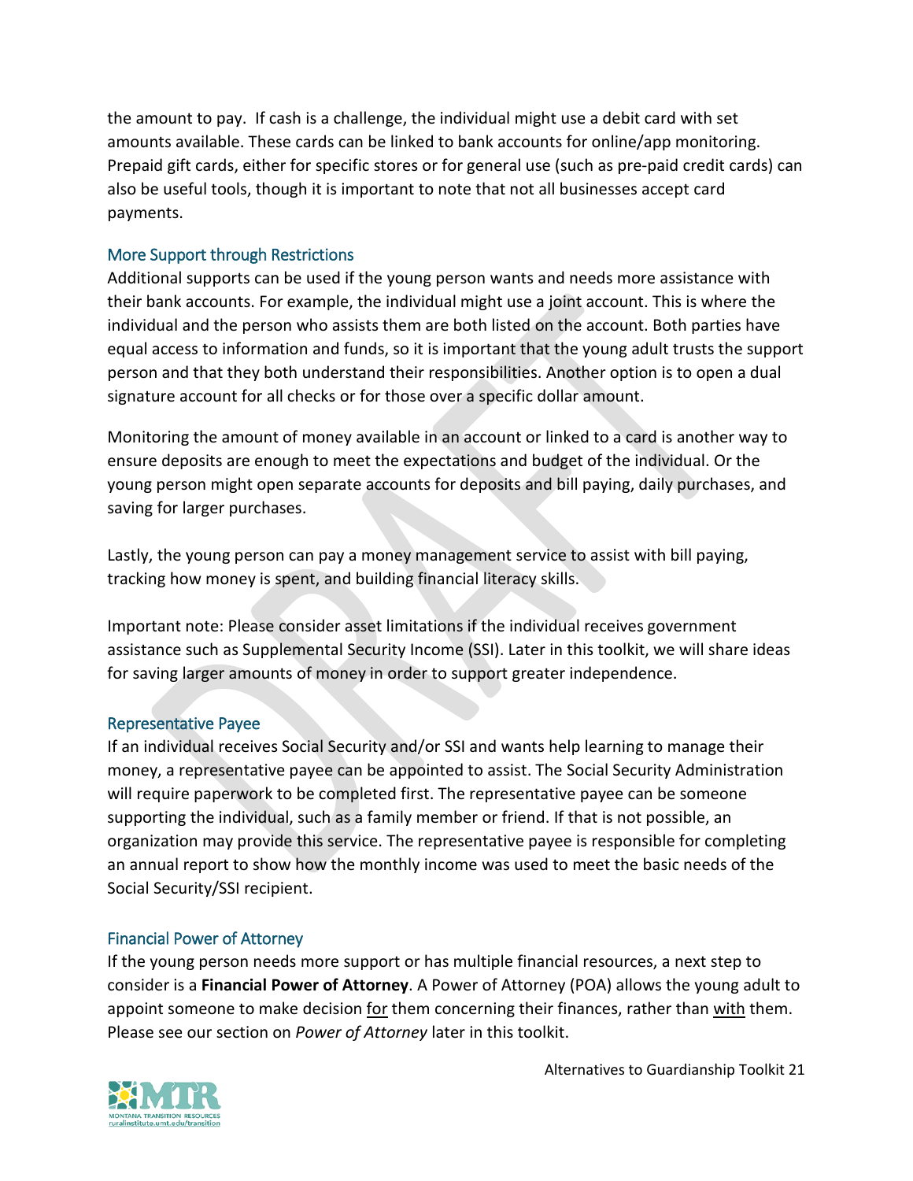the amount to pay. If cash is a challenge, the individual might use a debit card with set amounts available. These cards can be linked to bank accounts for online/app monitoring. Prepaid gift cards, either for specific stores or for general use (such as pre-paid credit cards) can also be useful tools, though it is important to note that not all businesses accept card payments.

### More Support through Restrictions

Additional supports can be used if the young person wants and needs more assistance with their bank accounts. For example, the individual might use a joint account. This is where the individual and the person who assists them are both listed on the account. Both parties have equal access to information and funds, so it is important that the young adult trusts the support person and that they both understand their responsibilities. Another option is to open a dual signature account for all checks or for those over a specific dollar amount.

Monitoring the amount of money available in an account or linked to a card is another way to ensure deposits are enough to meet the expectations and budget of the individual. Or the young person might open separate accounts for deposits and bill paying, daily purchases, and saving for larger purchases.

Lastly, the young person can pay a money management service to assist with bill paying, tracking how money is spent, and building financial literacy skills.

Important note: Please consider asset limitations if the individual receives government assistance such as Supplemental Security Income (SSI). Later in this toolkit, we will share ideas for saving larger amounts of money in order to support greater independence.

### Representative Payee

If an individual receives Social Security and/or SSI and wants help learning to manage their money, a representative payee can be appointed to assist. The Social Security Administration will require paperwork to be completed first. The representative payee can be someone supporting the individual, such as a family member or friend. If that is not possible, an organization may provide this service. The representative payee is responsible for completing an annual report to show how the monthly income was used to meet the basic needs of the Social Security/SSI recipient.

### Financial Power of Attorney

If the young person needs more support or has multiple financial resources, a next step to consider is a **Financial Power of Attorney**. A Power of Attorney (POA) allows the young adult to appoint someone to make decision <u>for</u> them concerning their finances, rather than <u>with</u> them. Please see our section on *Power of Attorney* later in this toolkit.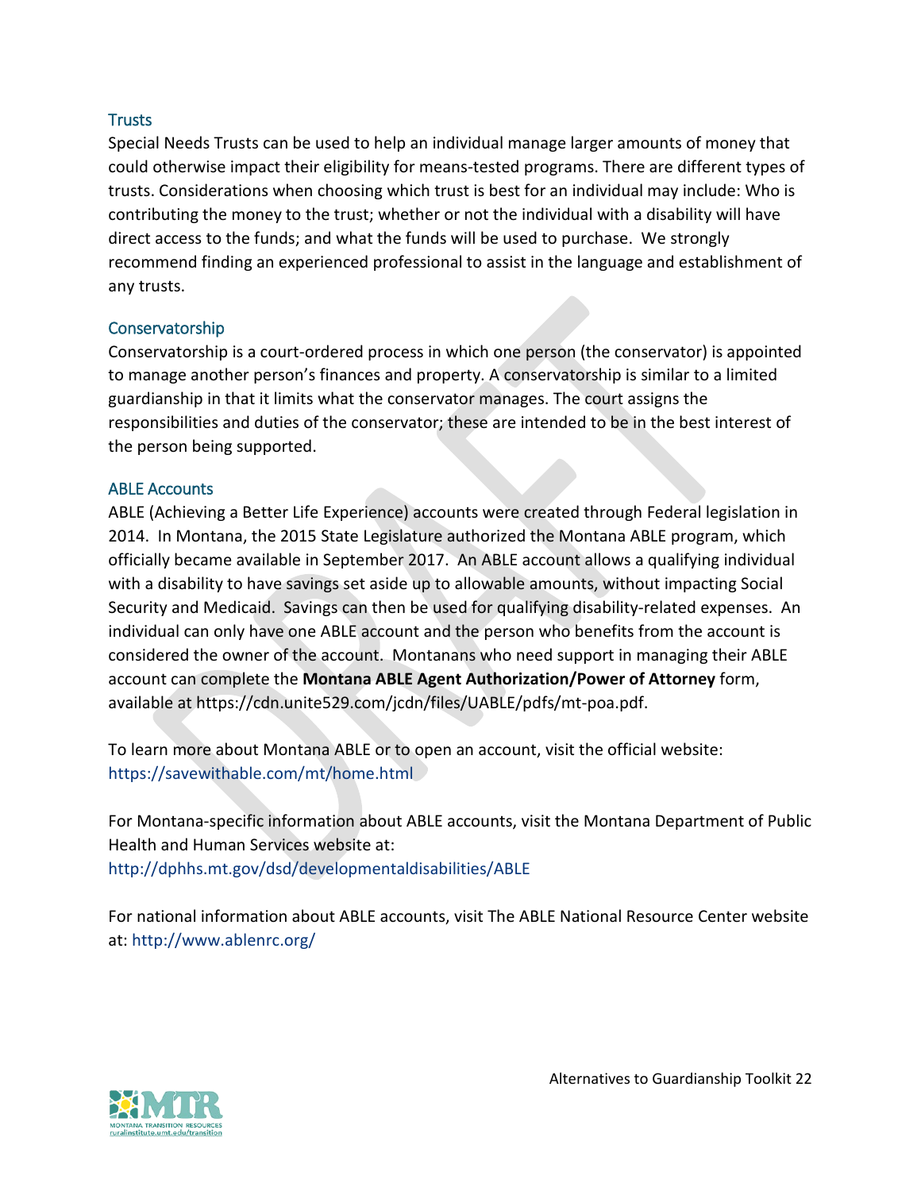## Trusts

Special Needs Trusts can be used to help an individual manage larger amounts of money that could otherwise impact their eligibility for means-tested programs. There are different types of trusts. Considerations when choosing which trust is best for an individual may include: Who is contributing the money to the trust; whether or not the individual with a disability will have direct access to the funds; and what the funds will be used to purchase. We strongly recommend finding an experienced professional to assist in the language and establishment of any trusts.

## Conservatorship

Conservatorship is a court-ordered process in which one person (the conservator) is appointed to manage another person's finances and property. A conservatorship is similar to a limited guardianship in that it limits what the conservator manages. The court assigns the responsibilities and duties of the conservator; these are intended to be in the best interest of the person being supported.

## ABLE Accounts

ABLE (Achieving a Better Life Experience) accounts were created through Federal legislation in 2014. In Montana, the 2015 State Legislature authorized the Montana ABLE program, which officially became available in September 2017. An ABLE account allows a qualifying individual with a disability to have savings set aside up to allowable amounts, without impacting Social Security and Medicaid. Savings can then be used for qualifying disability-related expenses. An individual can only have one ABLE account and the person who benefits from the account is considered the owner of the account. Montanans who need support in managing their ABLE account can complete the **Montana ABLE Agent Authorization/Power of Attorney** form, available at https://cdn.unite529.com/jcdn/files/UABLE/pdfs/mt-poa.pdf.

To learn more about Montana ABLE or to open an account, visit the official website: https://savewithable.com/mt/home.html

For Montana-specific information about ABLE accounts, visit the Montana Department of Public Health and Human Services website at: http://dphhs.mt.gov/dsd/developmentaldisabilities/ABLE

For national information about ABLE accounts, visit The ABLE National Resource Center website at: http://www.ablenrc.org/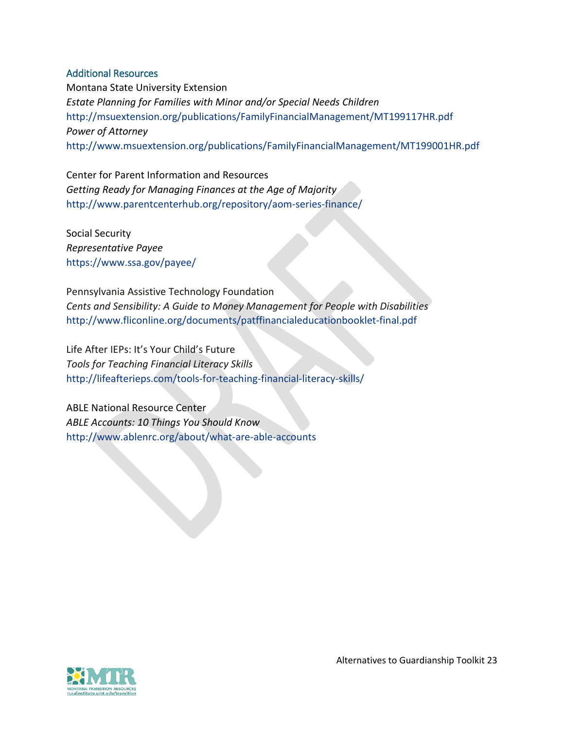## Additional Resources

Montana State University Extension
*Estate Planning for Families with Minor and/or Special Needs Children*
http://msuextension.org/publications/FamilyFinancialManagement/MT199117HR.pdf
*Power of Attorney*
http://www.msuextension.org/publications/FamilyFinancialManagement/MT199001HR.pdf

Center for Parent Information and Resources
*Getting Ready for Managing Finances at the Age of Majority*
http://www.parentcenterhub.org/repository/aom-series-finance/

Social Security
*Representative Payee*
https://www.ssa.gov/payee/

Pennsylvania Assistive Technology Foundation
*Cents and Sensibility: A Guide to Money Management for People with Disabilities*
http://www.fliconline.org/documents/patffinancialeducationbooklet-final.pdf

Life After IEPs: It's Your Child's Future
*Tools for Teaching Financial Literacy Skills*
http://lifeafterieps.com/tools-for-teaching-financial-literacy-skills/

ABLE National Resource Center
*ABLE Accounts: 10 Things You Should Know*
http://www.ablenrc.org/about/what-are-able-accounts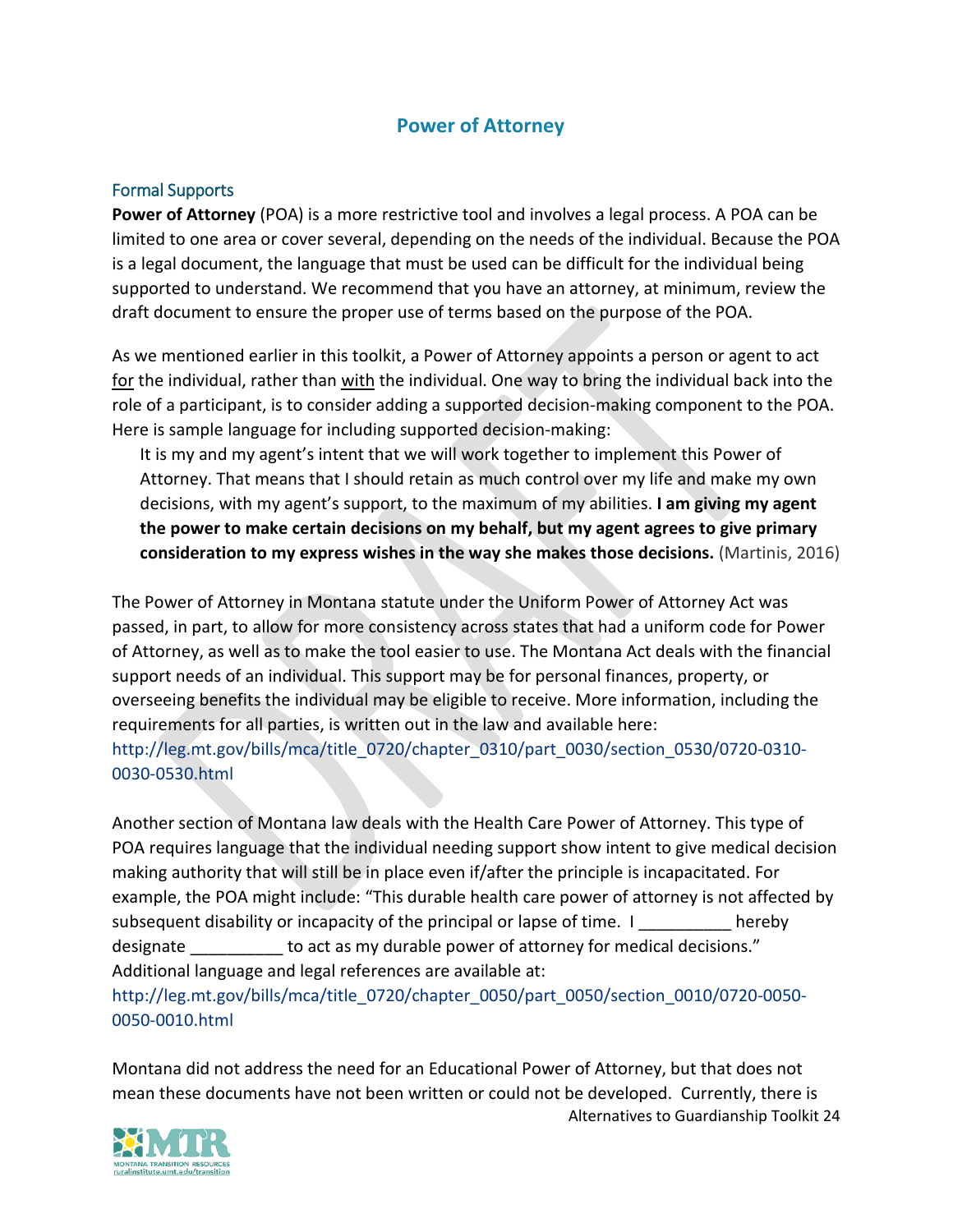## Power of Attorney

### Formal Supports

**Power of Attorney** (POA) is a more restrictive tool and involves a legal process. A POA can be limited to one area or cover several, depending on the needs of the individual. Because the POA is a legal document, the language that must be used can be difficult for the individual being supported to understand. We recommend that you have an attorney, at minimum, review the draft document to ensure the proper use of terms based on the purpose of the POA.

As we mentioned earlier in this toolkit, a Power of Attorney appoints a person or agent to act <u>for</u> the individual, rather than <u>with</u> the individual. One way to bring the individual back into the role of a participant, is to consider adding a supported decision-making component to the POA. Here is sample language for including supported decision-making:

> It is my and my agent's intent that we will work together to implement this Power of Attorney. That means that I should retain as much control over my life and make my own decisions, with my agent's support, to the maximum of my abilities. **I am giving my agent the power to make certain decisions on my behalf, but my agent agrees to give primary consideration to my express wishes in the way she makes those decisions.** (Martinis, 2016)

The Power of Attorney in Montana statute under the Uniform Power of Attorney Act was passed, in part, to allow for more consistency across states that had a uniform code for Power of Attorney, as well as to make the tool easier to use. The Montana Act deals with the financial support needs of an individual. This support may be for personal finances, property, or overseeing benefits the individual may be eligible to receive. More information, including the requirements for all parties, is written out in the law and available here: http://leg.mt.gov/bills/mca/title_0720/chapter_0310/part_0030/section_0530/0720-0310-0030-0530.html

Another section of Montana law deals with the Health Care Power of Attorney. This type of POA requires language that the individual needing support show intent to give medical decision making authority that will still be in place even if/after the principle is incapacitated. For example, the POA might include: "This durable health care power of attorney is not affected by subsequent disability or incapacity of the principal or lapse of time. I __________ hereby designate __________ to act as my durable power of attorney for medical decisions." Additional language and legal references are available at: http://leg.mt.gov/bills/mca/title_0720/chapter_0050/part_0050/section_0010/0720-0050-0050-0010.html

Montana did not address the need for an Educational Power of Attorney, but that does not mean these documents have not been written or could not be developed. Currently, there is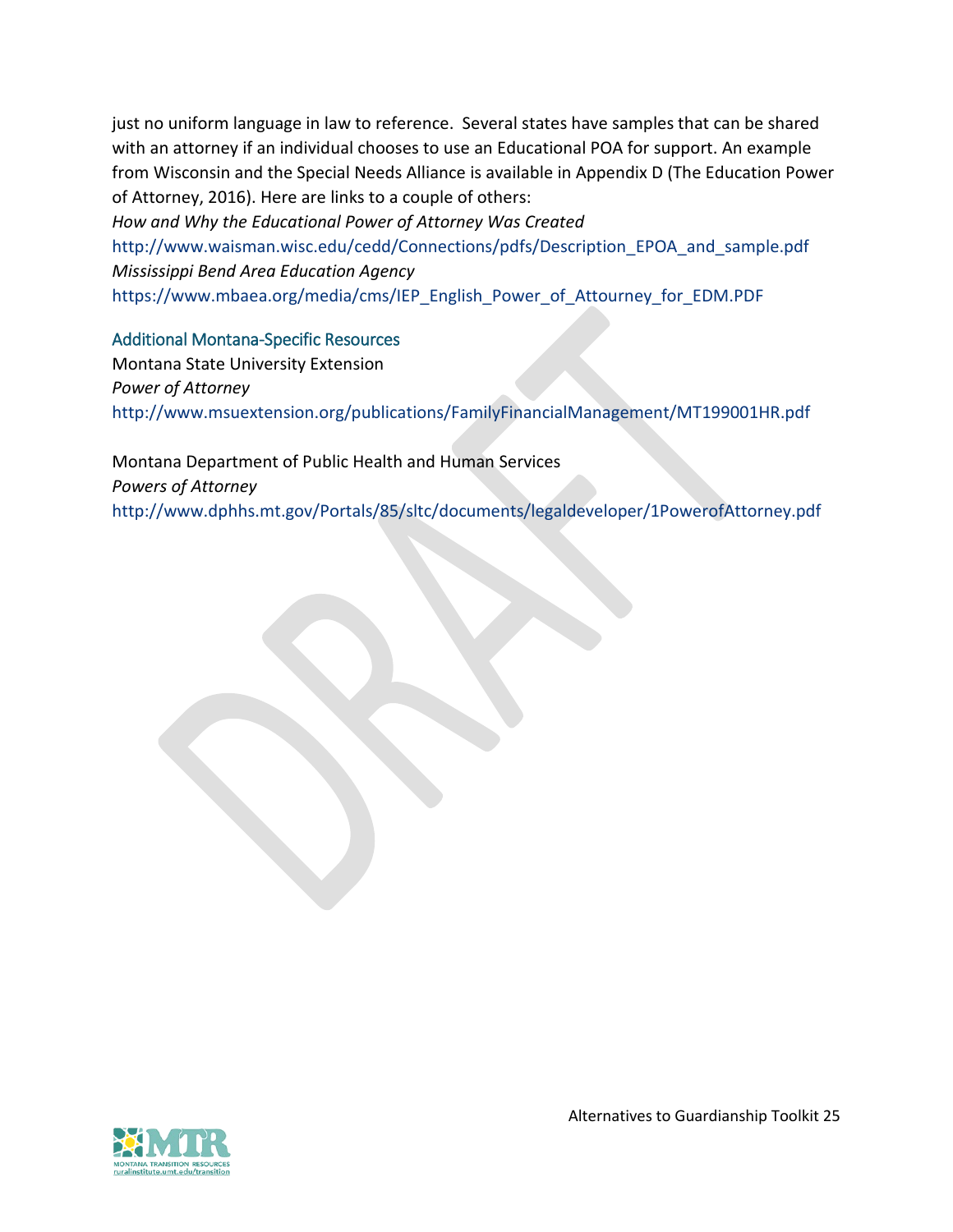just no uniform language in law to reference. Several states have samples that can be shared with an attorney if an individual chooses to use an Educational POA for support. An example from Wisconsin and the Special Needs Alliance is available in Appendix D (The Education Power of Attorney, 2016). Here are links to a couple of others:

*How and Why the Educational Power of Attorney Was Created*
http://www.waisman.wisc.edu/cedd/Connections/pdfs/Description_EPOA_and_sample.pdf

*Mississippi Bend Area Education Agency*
https://www.mbaea.org/media/cms/IEP_English_Power_of_Attourney_for_EDM.PDF

### Additional Montana-Specific Resources

Montana State University Extension
*Power of Attorney*
http://www.msuextension.org/publications/FamilyFinancialManagement/MT199001HR.pdf

Montana Department of Public Health and Human Services
*Powers of Attorney*
http://www.dphhs.mt.gov/Portals/85/sltc/documents/legaldeveloper/1PowerofAttorney.pdf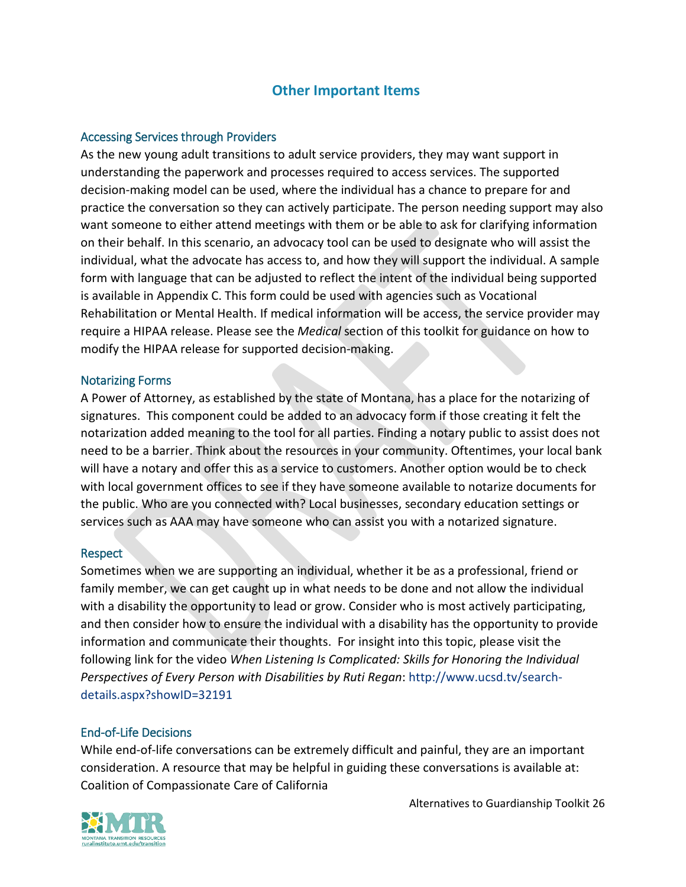# Other Important Items

## Accessing Services through Providers

As the new young adult transitions to adult service providers, they may want support in understanding the paperwork and processes required to access services. The supported decision-making model can be used, where the individual has a chance to prepare for and practice the conversation so they can actively participate. The person needing support may also want someone to either attend meetings with them or be able to ask for clarifying information on their behalf. In this scenario, an advocacy tool can be used to designate who will assist the individual, what the advocate has access to, and how they will support the individual. A sample form with language that can be adjusted to reflect the intent of the individual being supported is available in Appendix C. This form could be used with agencies such as Vocational Rehabilitation or Mental Health. If medical information will be access, the service provider may require a HIPAA release. Please see the *Medical* section of this toolkit for guidance on how to modify the HIPAA release for supported decision-making.

## Notarizing Forms

A Power of Attorney, as established by the state of Montana, has a place for the notarizing of signatures. This component could be added to an advocacy form if those creating it felt the notarization added meaning to the tool for all parties. Finding a notary public to assist does not need to be a barrier. Think about the resources in your community. Oftentimes, your local bank will have a notary and offer this as a service to customers. Another option would be to check with local government offices to see if they have someone available to notarize documents for the public. Who are you connected with? Local businesses, secondary education settings or services such as AAA may have someone who can assist you with a notarized signature.

## Respect

Sometimes when we are supporting an individual, whether it be as a professional, friend or family member, we can get caught up in what needs to be done and not allow the individual with a disability the opportunity to lead or grow. Consider who is most actively participating, and then consider how to ensure the individual with a disability has the opportunity to provide information and communicate their thoughts. For insight into this topic, please visit the following link for the video *When Listening Is Complicated: Skills for Honoring the Individual Perspectives of Every Person with Disabilities by Ruti Regan*: http://www.ucsd.tv/search-details.aspx?showID=32191

## End-of-Life Decisions

While end-of-life conversations can be extremely difficult and painful, they are an important consideration. A resource that may be helpful in guiding these conversations is available at: Coalition of Compassionate Care of California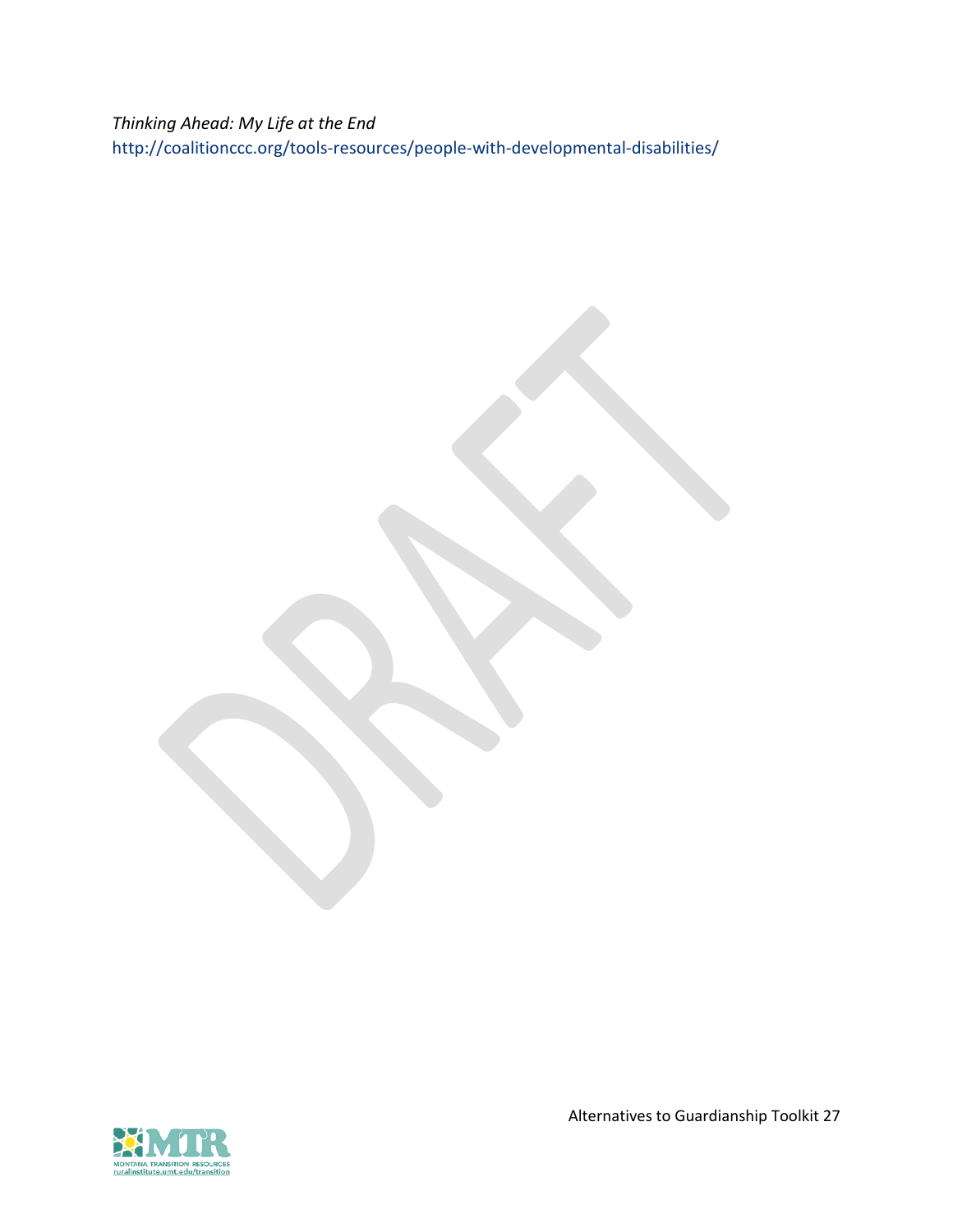*Thinking Ahead: My Life at the End*
http://coalitionccc.org/tools-resources/people-with-developmental-disabilities/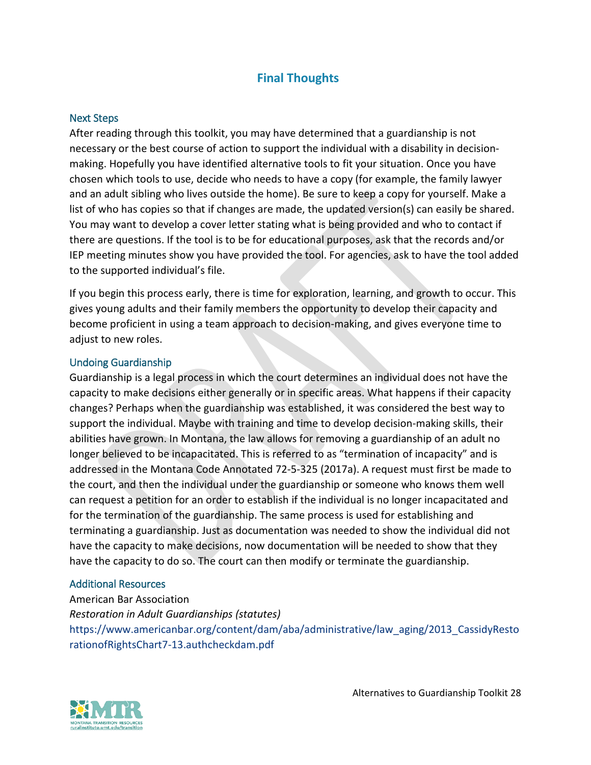# Final Thoughts

## Next Steps

After reading through this toolkit, you may have determined that a guardianship is not necessary or the best course of action to support the individual with a disability in decision-making. Hopefully you have identified alternative tools to fit your situation. Once you have chosen which tools to use, decide who needs to have a copy (for example, the family lawyer and an adult sibling who lives outside the home). Be sure to keep a copy for yourself. Make a list of who has copies so that if changes are made, the updated version(s) can easily be shared. You may want to develop a cover letter stating what is being provided and who to contact if there are questions. If the tool is to be for educational purposes, ask that the records and/or IEP meeting minutes show you have provided the tool. For agencies, ask to have the tool added to the supported individual's file.

If you begin this process early, there is time for exploration, learning, and growth to occur. This gives young adults and their family members the opportunity to develop their capacity and become proficient in using a team approach to decision-making, and gives everyone time to adjust to new roles.

## Undoing Guardianship

Guardianship is a legal process in which the court determines an individual does not have the capacity to make decisions either generally or in specific areas. What happens if their capacity changes? Perhaps when the guardianship was established, it was considered the best way to support the individual. Maybe with training and time to develop decision-making skills, their abilities have grown. In Montana, the law allows for removing a guardianship of an adult no longer believed to be incapacitated. This is referred to as "termination of incapacity" and is addressed in the Montana Code Annotated 72-5-325 (2017a). A request must first be made to the court, and then the individual under the guardianship or someone who knows them well can request a petition for an order to establish if the individual is no longer incapacitated and for the termination of the guardianship. The same process is used for establishing and terminating a guardianship. Just as documentation was needed to show the individual did not have the capacity to make decisions, now documentation will be needed to show that they have the capacity to do so. The court can then modify or terminate the guardianship.

## Additional Resources

American Bar Association
*Restoration in Adult Guardianships (statutes)*
https://www.americanbar.org/content/dam/aba/administrative/law_aging/2013_CassidyRestorationofRightsChart7-13.authcheckdam.pdf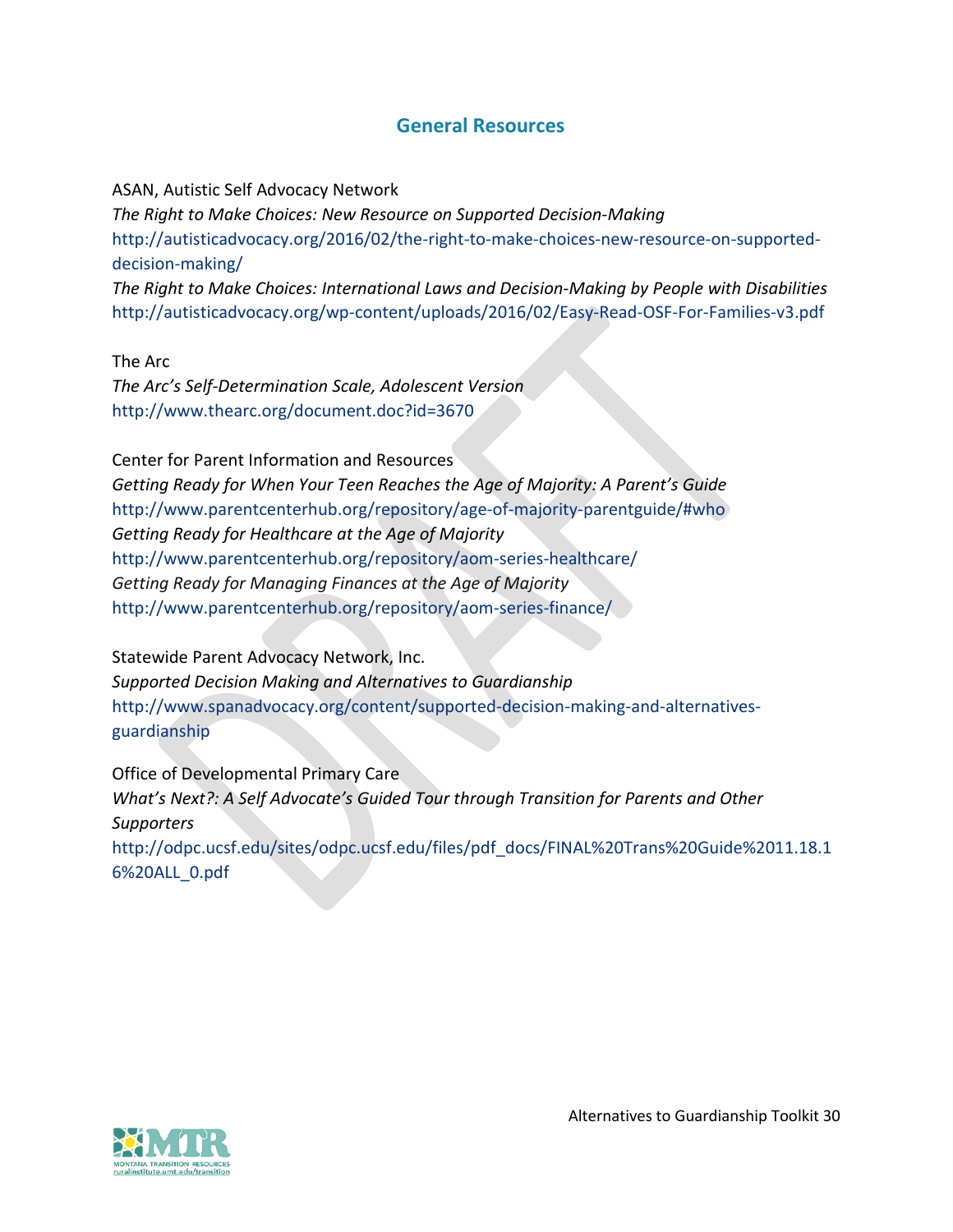## General Resources

ASAN, Autistic Self Advocacy Network
*The Right to Make Choices: New Resource on Supported Decision-Making*
http://autisticadvocacy.org/2016/02/the-right-to-make-choices-new-resource-on-supported-decision-making/
*The Right to Make Choices: International Laws and Decision-Making by People with Disabilities*
http://autisticadvocacy.org/wp-content/uploads/2016/02/Easy-Read-OSF-For-Families-v3.pdf

The Arc
*The Arc's Self-Determination Scale, Adolescent Version*
http://www.thearc.org/document.doc?id=3670

Center for Parent Information and Resources
*Getting Ready for When Your Teen Reaches the Age of Majority: A Parent's Guide*
http://www.parentcenterhub.org/repository/age-of-majority-parentguide/#who
*Getting Ready for Healthcare at the Age of Majority*
http://www.parentcenterhub.org/repository/aom-series-healthcare/
*Getting Ready for Managing Finances at the Age of Majority*
http://www.parentcenterhub.org/repository/aom-series-finance/

Statewide Parent Advocacy Network, Inc.
*Supported Decision Making and Alternatives to Guardianship*
http://www.spanadvocacy.org/content/supported-decision-making-and-alternatives-guardianship

Office of Developmental Primary Care
*What's Next?: A Self Advocate's Guided Tour through Transition for Parents and Other Supporters*
http://odpc.ucsf.edu/sites/odpc.ucsf.edu/files/pdf_docs/FINAL%20Trans%20Guide%2011.18.16%20ALL_0.pdf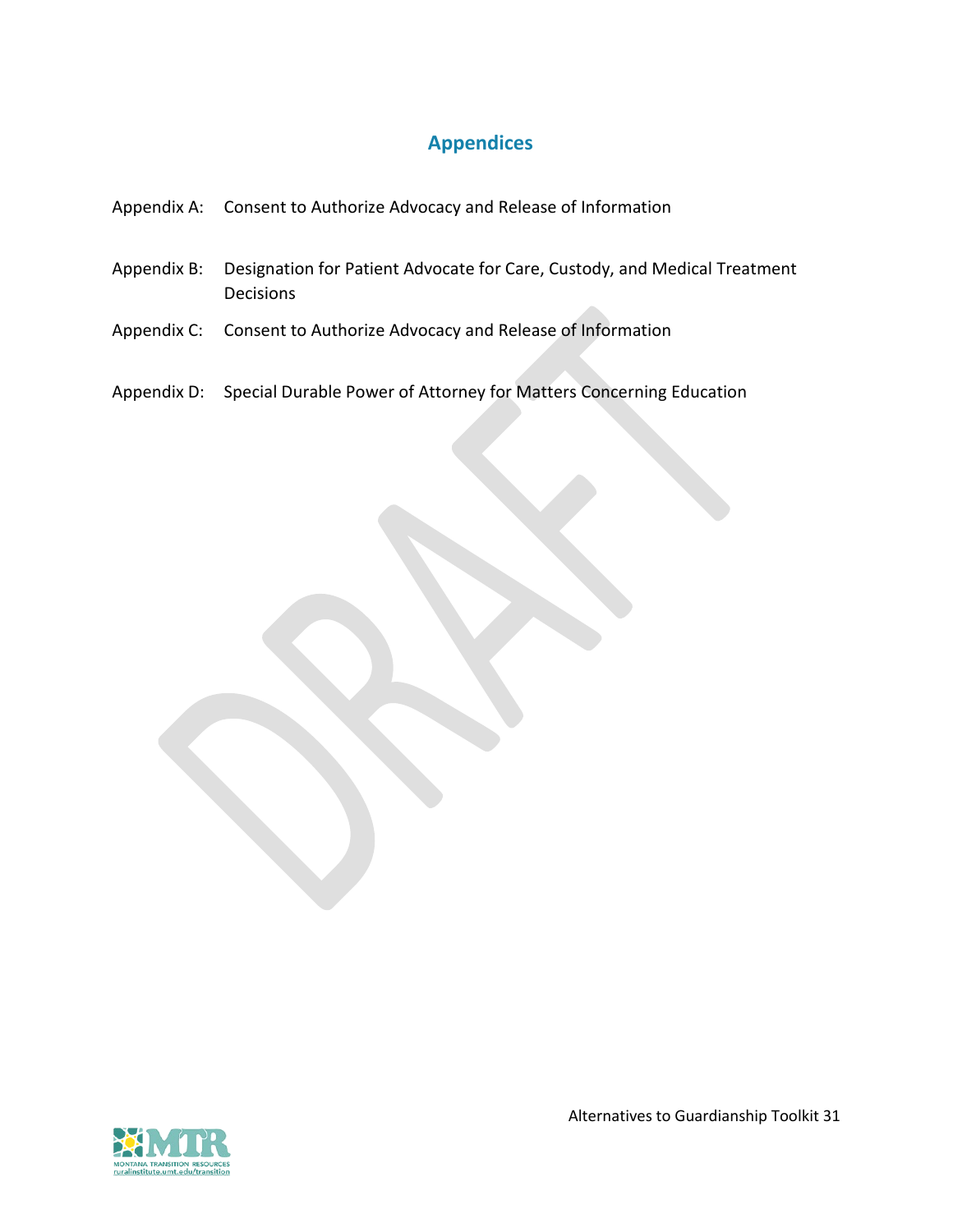## Appendices

Appendix A: Consent to Authorize Advocacy and Release of Information

Appendix B: Designation for Patient Advocate for Care, Custody, and Medical Treatment Decisions

Appendix C: Consent to Authorize Advocacy and Release of Information

Appendix D: Special Durable Power of Attorney for Matters Concerning Education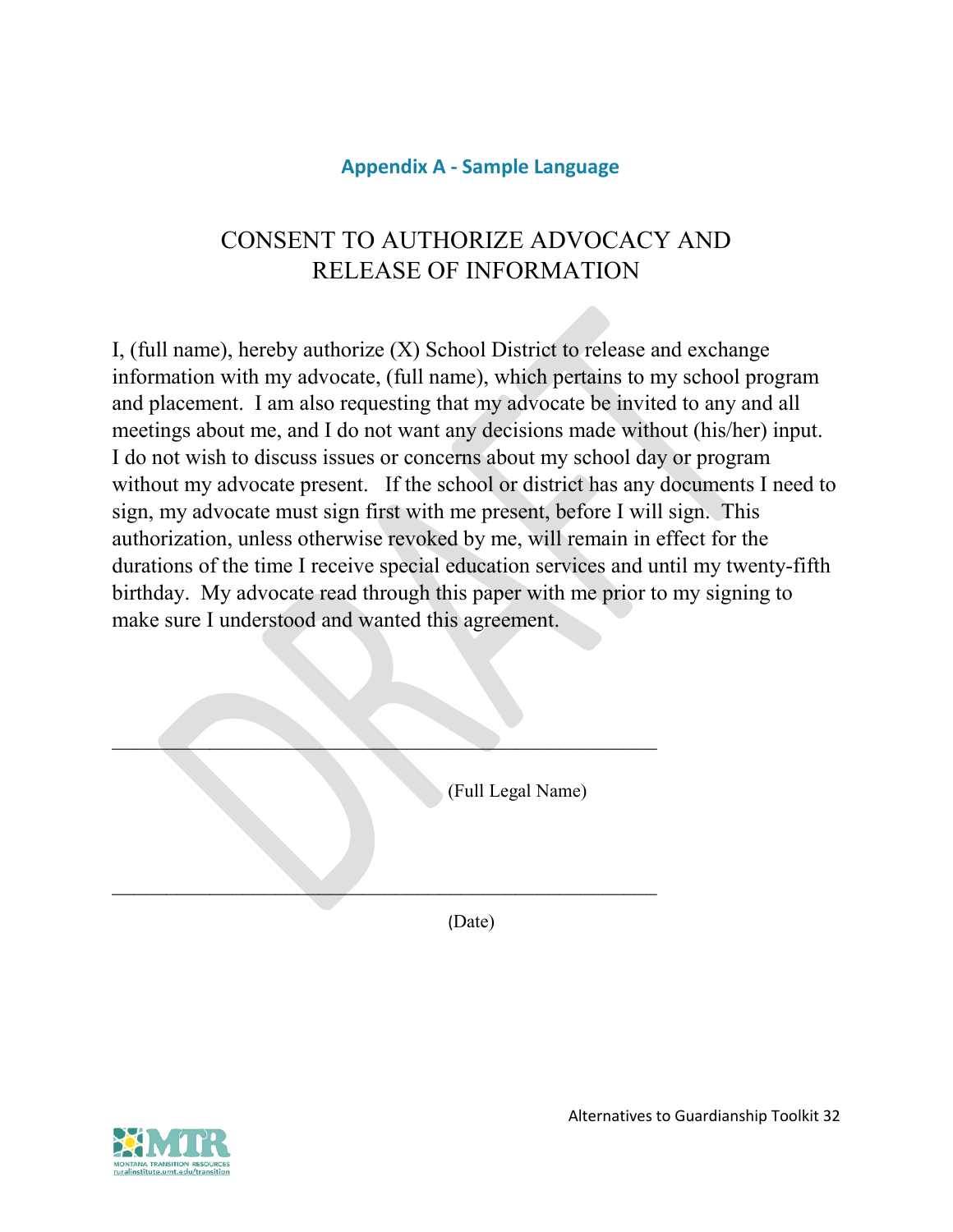## Appendix A - Sample Language

# CONSENT TO AUTHORIZE ADVOCACY AND RELEASE OF INFORMATION

I, (full name), hereby authorize (X) School District to release and exchange information with my advocate, (full name), which pertains to my school program and placement. I am also requesting that my advocate be invited to any and all meetings about me, and I do not want any decisions made without (his/her) input. I do not wish to discuss issues or concerns about my school day or program without my advocate present. If the school or district has any documents I need to sign, my advocate must sign first with me present, before I will sign. This authorization, unless otherwise revoked by me, will remain in effect for the durations of the time I receive special education services and until my twenty-fifth birthday. My advocate read through this paper with me prior to my signing to make sure I understood and wanted this agreement.

_______________________________________________________

(Full Legal Name)

_______________________________________________________

(Date)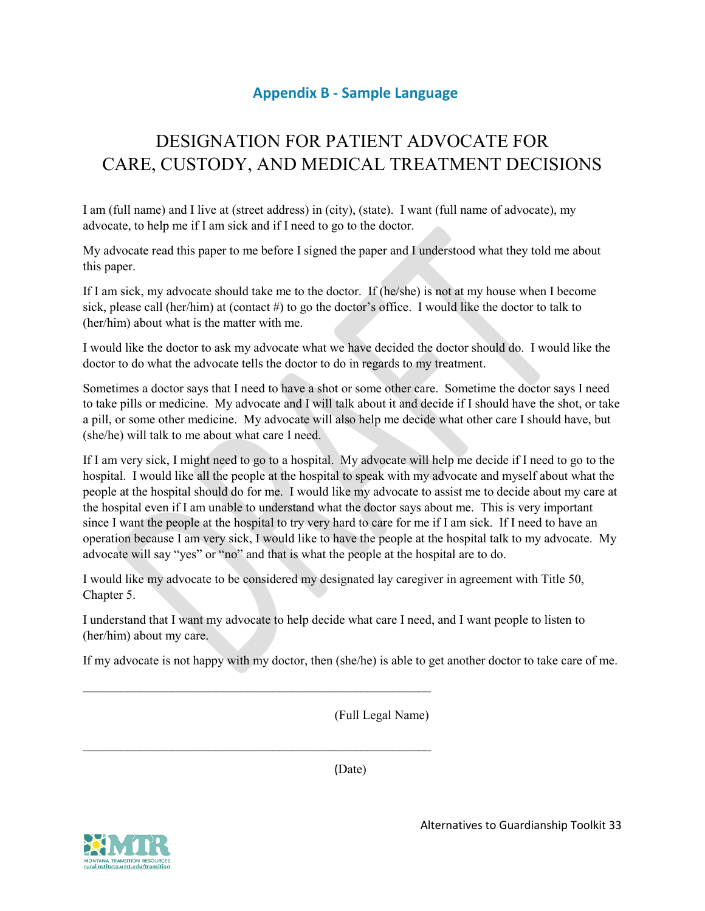## Appendix B - Sample Language

# DESIGNATION FOR PATIENT ADVOCATE FOR CARE, CUSTODY, AND MEDICAL TREATMENT DECISIONS

I am (full name) and I live at (street address) in (city), (state). I want (full name of advocate), my advocate, to help me if I am sick and if I need to go to the doctor.

My advocate read this paper to me before I signed the paper and I understood what they told me about this paper.

If I am sick, my advocate should take me to the doctor. If (he/she) is not at my house when I become sick, please call (her/him) at (contact #) to go the doctor's office. I would like the doctor to talk to (her/him) about what is the matter with me.

I would like the doctor to ask my advocate what we have decided the doctor should do. I would like the doctor to do what the advocate tells the doctor to do in regards to my treatment.

Sometimes a doctor says that I need to have a shot or some other care. Sometime the doctor says I need to take pills or medicine. My advocate and I will talk about it and decide if I should have the shot, or take a pill, or some other medicine. My advocate will also help me decide what other care I should have, but (she/he) will talk to me about what care I need.

If I am very sick, I might need to go to a hospital. My advocate will help me decide if I need to go to the hospital. I would like all the people at the hospital to speak with my advocate and myself about what the people at the hospital should do for me. I would like my advocate to assist me to decide about my care at the hospital even if I am unable to understand what the doctor says about me. This is very important since I want the people at the hospital to try very hard to care for me if I am sick. If I need to have an operation because I am very sick, I would like to have the people at the hospital talk to my advocate. My advocate will say "yes" or "no" and that is what the people at the hospital are to do.

I would like my advocate to be considered my designated lay caregiver in agreement with Title 50, Chapter 5.

I understand that I want my advocate to help decide what care I need, and I want people to listen to (her/him) about my care.

If my advocate is not happy with my doctor, then (she/he) is able to get another doctor to take care of me.

\_\_\_\_\_\_\_\_\_\_\_\_\_\_\_\_\_\_\_\_\_\_\_\_\_\_\_\_\_\_\_\_\_\_\_\_\_\_\_\_\_\_\_\_\_\_\_\_\_\_\_\_\_\_

(Full Legal Name)

\_\_\_\_\_\_\_\_\_\_\_\_\_\_\_\_\_\_\_\_\_\_\_\_\_\_\_\_\_\_\_\_\_\_\_\_\_\_\_\_\_\_\_\_\_\_\_\_\_\_\_\_\_\_

(Date)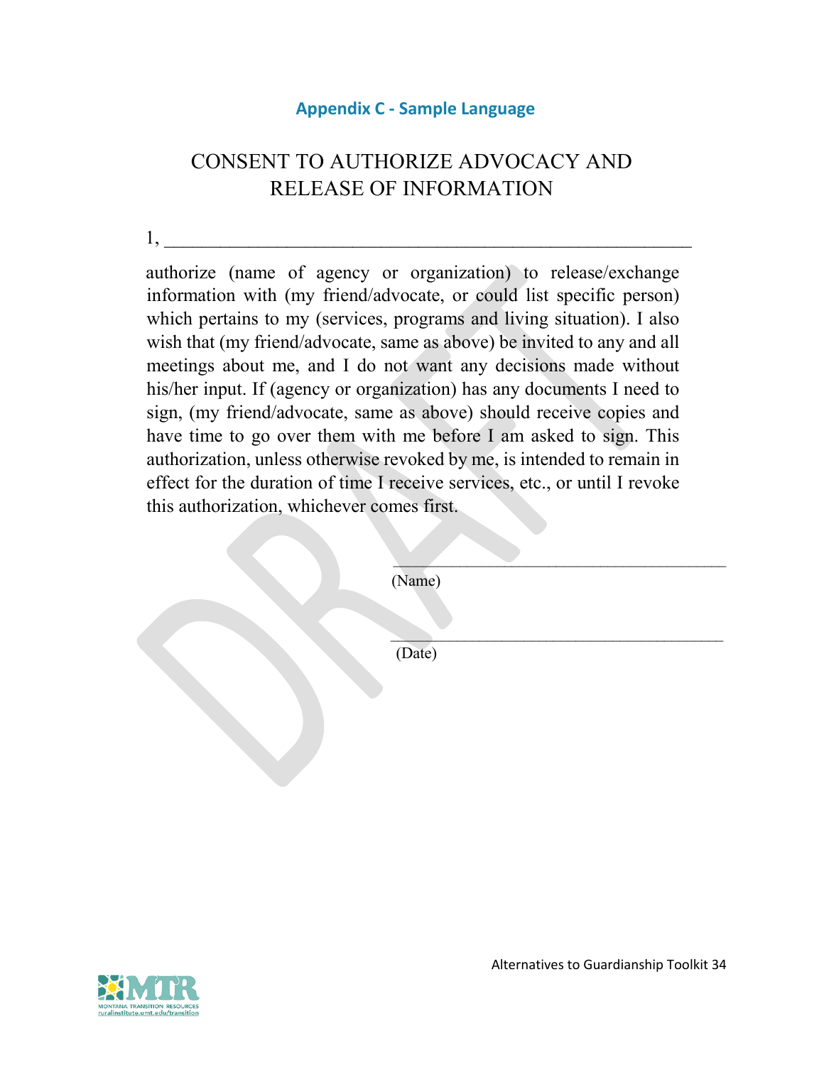## Appendix C - Sample Language

# CONSENT TO AUTHORIZE ADVOCACY AND RELEASE OF INFORMATION

1, ______________________________________________________

authorize (name of agency or organization) to release/exchange information with (my friend/advocate, or could list specific person) which pertains to my (services, programs and living situation). I also wish that (my friend/advocate, same as above) be invited to any and all meetings about me, and I do not want any decisions made without his/her input. If (agency or organization) has any documents I need to sign, (my friend/advocate, same as above) should receive copies and have time to go over them with me before I am asked to sign. This authorization, unless otherwise revoked by me, is intended to remain in effect for the duration of time I receive services, etc., or until I revoke this authorization, whichever comes first.

________________________________________
(Name)

________________________________________
(Date)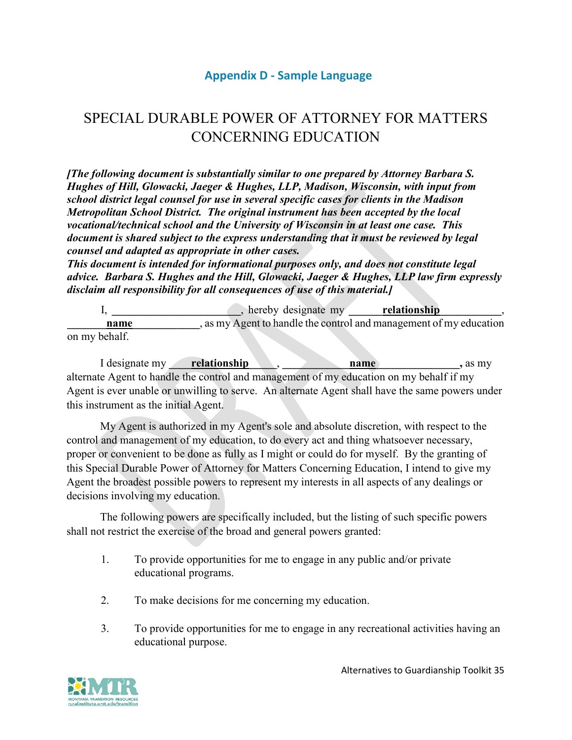## Appendix D - Sample Language

# SPECIAL DURABLE POWER OF ATTORNEY FOR MATTERS CONCERNING EDUCATION

***[The following document is substantially similar to one prepared by Attorney Barbara S. Hughes of Hill, Glowacki, Jaeger & Hughes, LLP, Madison, Wisconsin, with input from school district legal counsel for use in several specific cases for clients in the Madison Metropolitan School District. The original instrument has been accepted by the local vocational/technical school and the University of Wisconsin in at least one case. This document is shared subject to the express understanding that it must be reviewed by legal counsel and adapted as appropriate in other cases.***
***This document is intended for informational purposes only, and does not constitute legal advice. Barbara S. Hughes and the Hill, Glowacki, Jaeger & Hughes, LLP law firm expressly disclaim all responsibility for all consequences of use of this material.]***

I, ______________________, hereby designate my ______**relationship**___________, _______**name**____________, as my Agent to handle the control and management of my education on my behalf.

I designate my ____**relationship**______, ___________**name**________________**,** as my alternate Agent to handle the control and management of my education on my behalf if my Agent is ever unable or unwilling to serve. An alternate Agent shall have the same powers under this instrument as the initial Agent.

My Agent is authorized in my Agent's sole and absolute discretion, with respect to the control and management of my education, to do every act and thing whatsoever necessary, proper or convenient to be done as fully as I might or could do for myself. By the granting of this Special Durable Power of Attorney for Matters Concerning Education, I intend to give my Agent the broadest possible powers to represent my interests in all aspects of any dealings or decisions involving my education.

The following powers are specifically included, but the listing of such specific powers shall not restrict the exercise of the broad and general powers granted:

1. To provide opportunities for me to engage in any public and/or private educational programs.

2. To make decisions for me concerning my education.

3. To provide opportunities for me to engage in any recreational activities having an educational purpose.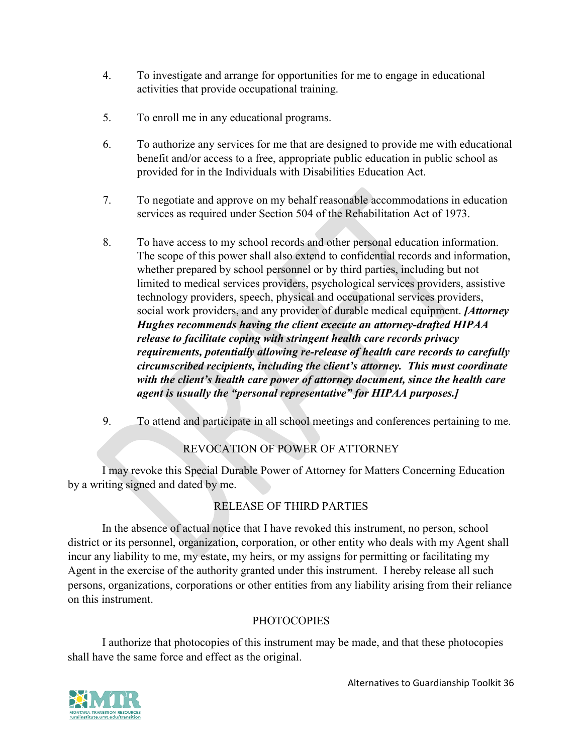4. To investigate and arrange for opportunities for me to engage in educational activities that provide occupational training.

5. To enroll me in any educational programs.

6. To authorize any services for me that are designed to provide me with educational benefit and/or access to a free, appropriate public education in public school as provided for in the Individuals with Disabilities Education Act.

7. To negotiate and approve on my behalf reasonable accommodations in education services as required under Section 504 of the Rehabilitation Act of 1973.

8. To have access to my school records and other personal education information. The scope of this power shall also extend to confidential records and information, whether prepared by school personnel or by third parties, including but not limited to medical services providers, psychological services providers, assistive technology providers, speech, physical and occupational services providers, social work providers, and any provider of durable medical equipment. ***[Attorney Hughes recommends having the client execute an attorney-drafted HIPAA release to facilitate coping with stringent health care records privacy requirements, potentially allowing re-release of health care records to carefully circumscribed recipients, including the client's attorney. This must coordinate with the client's health care power of attorney document, since the health care agent is usually the "personal representative" for HIPAA purposes.]***

9. To attend and participate in all school meetings and conferences pertaining to me.

## REVOCATION OF POWER OF ATTORNEY

I may revoke this Special Durable Power of Attorney for Matters Concerning Education by a writing signed and dated by me.

## RELEASE OF THIRD PARTIES

In the absence of actual notice that I have revoked this instrument, no person, school district or its personnel, organization, corporation, or other entity who deals with my Agent shall incur any liability to me, my estate, my heirs, or my assigns for permitting or facilitating my Agent in the exercise of the authority granted under this instrument. I hereby release all such persons, organizations, corporations or other entities from any liability arising from their reliance on this instrument.

## PHOTOCOPIES

I authorize that photocopies of this instrument may be made, and that these photocopies shall have the same force and effect as the original.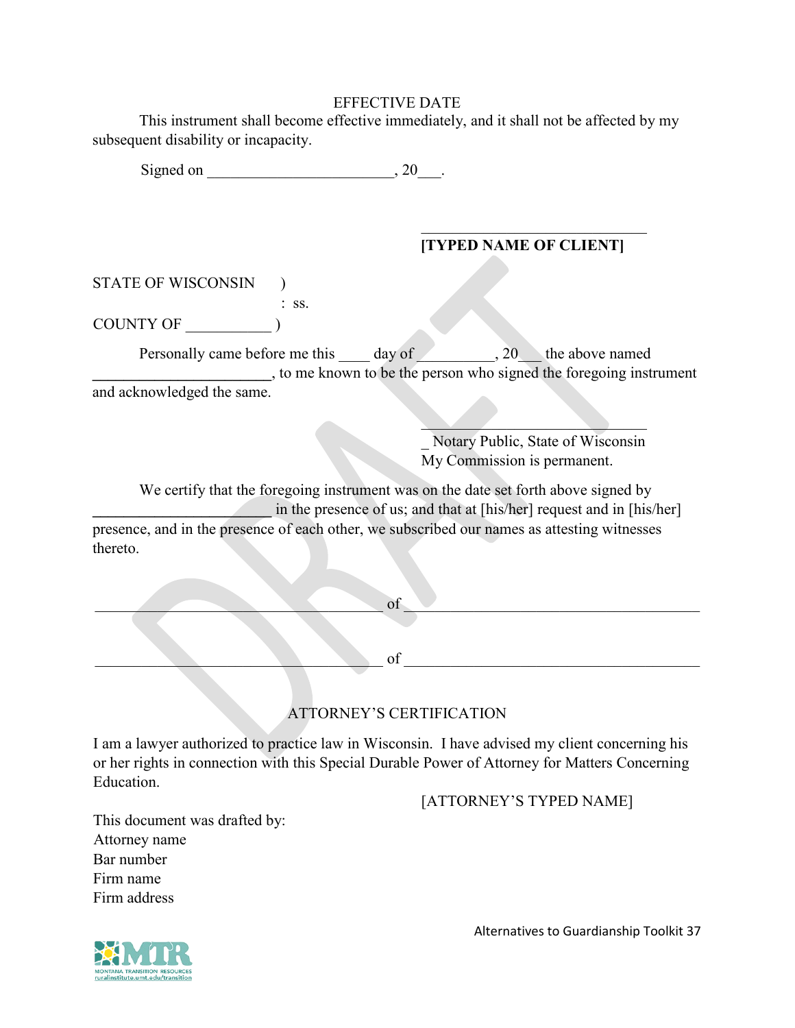EFFECTIVE DATE

This instrument shall become effective immediately, and it shall not be affected by my subsequent disability or incapacity.

Signed on ________________________, 20___.

________________________________
**[TYPED NAME OF CLIENT]**

STATE OF WISCONSIN )
: ss.
COUNTY OF ___________ )

Personally came before me this ____ day of __________, 20___ the above named _______________________, to me known to be the person who signed the foregoing instrument and acknowledged the same.

________________________________
_ Notary Public, State of Wisconsin
My Commission is permanent.

We certify that the foregoing instrument was on the date set forth above signed by _______________________ in the presence of us; and that at [his/her] request and in [his/her] presence, and in the presence of each other, we subscribed our names as attesting witnesses thereto.

_______________________________________ of _______________________________________

_______________________________________ of _______________________________________

ATTORNEY'S CERTIFICATION

I am a lawyer authorized to practice law in Wisconsin. I have advised my client concerning his or her rights in connection with this Special Durable Power of Attorney for Matters Concerning Education.

[ATTORNEY'S TYPED NAME]

This document was drafted by:
Attorney name
Bar number
Firm name
Firm address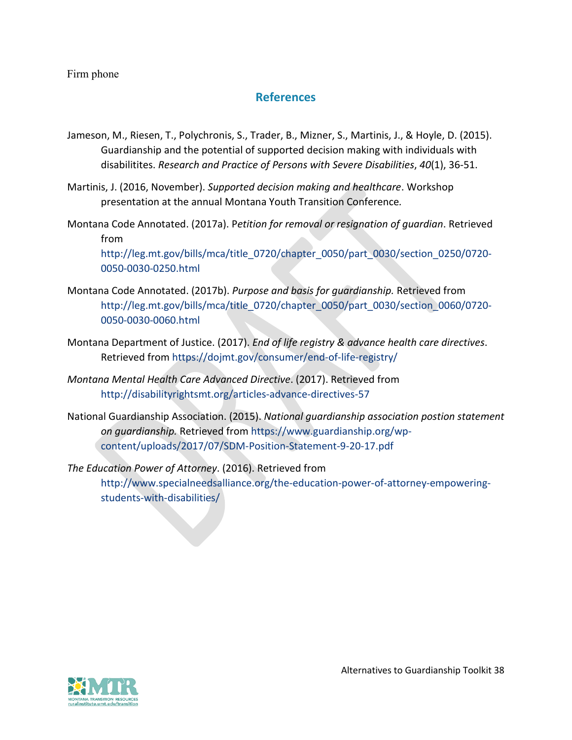Firm phone

## References

Jameson, M., Riesen, T., Polychronis, S., Trader, B., Mizner, S., Martinis, J., & Hoyle, D. (2015). Guardianship and the potential of supported decision making with individuals with disabilitites. *Research and Practice of Persons with Severe Disabilities*, *40*(1), 36-51.

Martinis, J. (2016, November). *Supported decision making and healthcare*. Workshop presentation at the annual Montana Youth Transition Conference.

Montana Code Annotated. (2017a). P*etition for removal or resignation of guardian*. Retrieved from http://leg.mt.gov/bills/mca/title_0720/chapter_0050/part_0030/section_0250/0720-0050-0030-0250.html

Montana Code Annotated. (2017b). *Purpose and basis for guardianship.* Retrieved from http://leg.mt.gov/bills/mca/title_0720/chapter_0050/part_0030/section_0060/0720-0050-0030-0060.html

Montana Department of Justice. (2017). *End of life registry & advance health care directives*. Retrieved from https://dojmt.gov/consumer/end-of-life-registry/

*Montana Mental Health Care Advanced Directive*. (2017). Retrieved from http://disabilityrightsmt.org/articles-advance-directives-57

National Guardianship Association. (2015). *National guardianship association postion statement on guardianship.* Retrieved from https://www.guardianship.org/wp-content/uploads/2017/07/SDM-Position-Statement-9-20-17.pdf

*The Education Power of Attorney*. (2016). Retrieved from http://www.specialneedsalliance.org/the-education-power-of-attorney-empowering-students-with-disabilities/